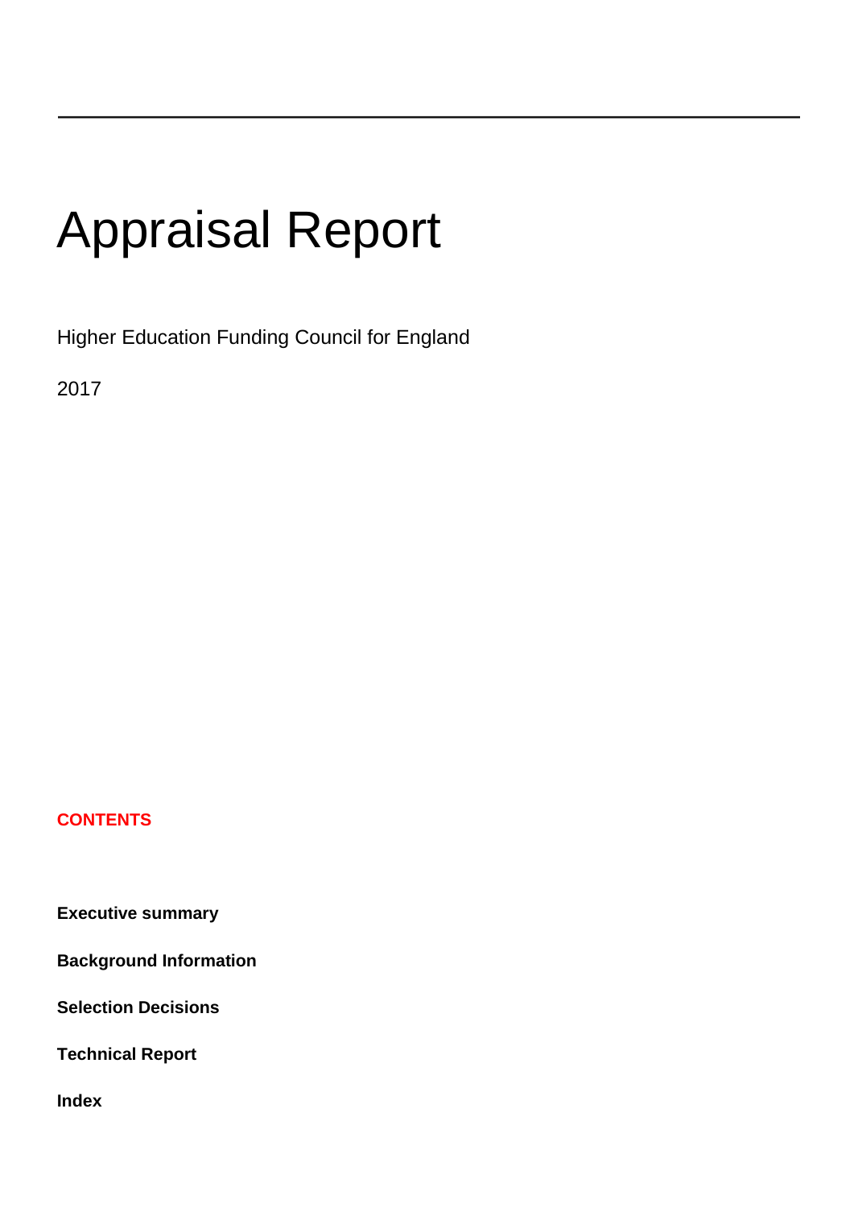# Appraisal Report

Higher Education Funding Council for England

2017

**CONTENTS**

**Executive summary**

**Background Information**

**Selection Decisions**

**Technical Report**

**Index**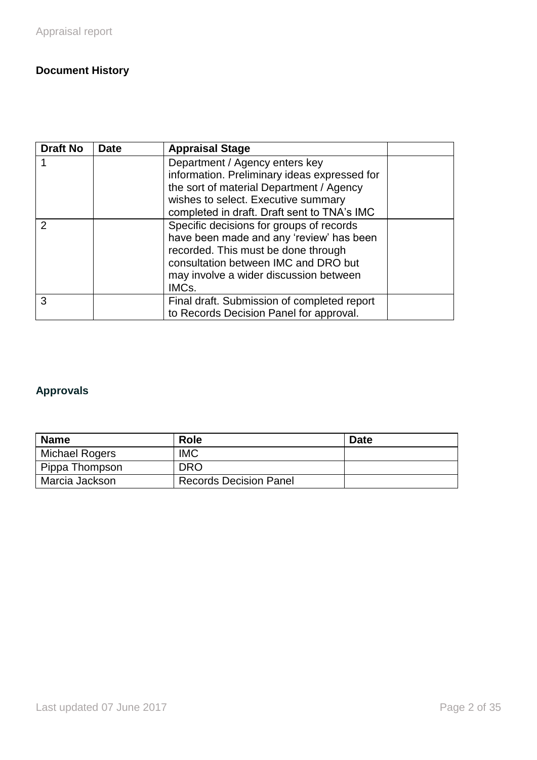**Document History**

| Draft No | Date | Appraisal Stage | |
|---|---|---|---|
| 1 | | Department / Agency enters key information. Preliminary ideas expressed for the sort of material Department / Agency wishes to select. Executive summary completed in draft. Draft sent to TNA's IMC | |
| 2 | | Specific decisions for groups of records have been made and any 'review' has been recorded. This must be done through consultation between IMC and DRO but may involve a wider discussion between IMCs. | |
| 3 | | Final draft. Submission of completed report to Records Decision Panel for approval. | |

**Approvals**

| Name | Role | Date |
|---|---|---|
| Michael Rogers | IMC | |
| Pippa Thompson | DRO | |
| Marcia Jackson | Records Decision Panel | |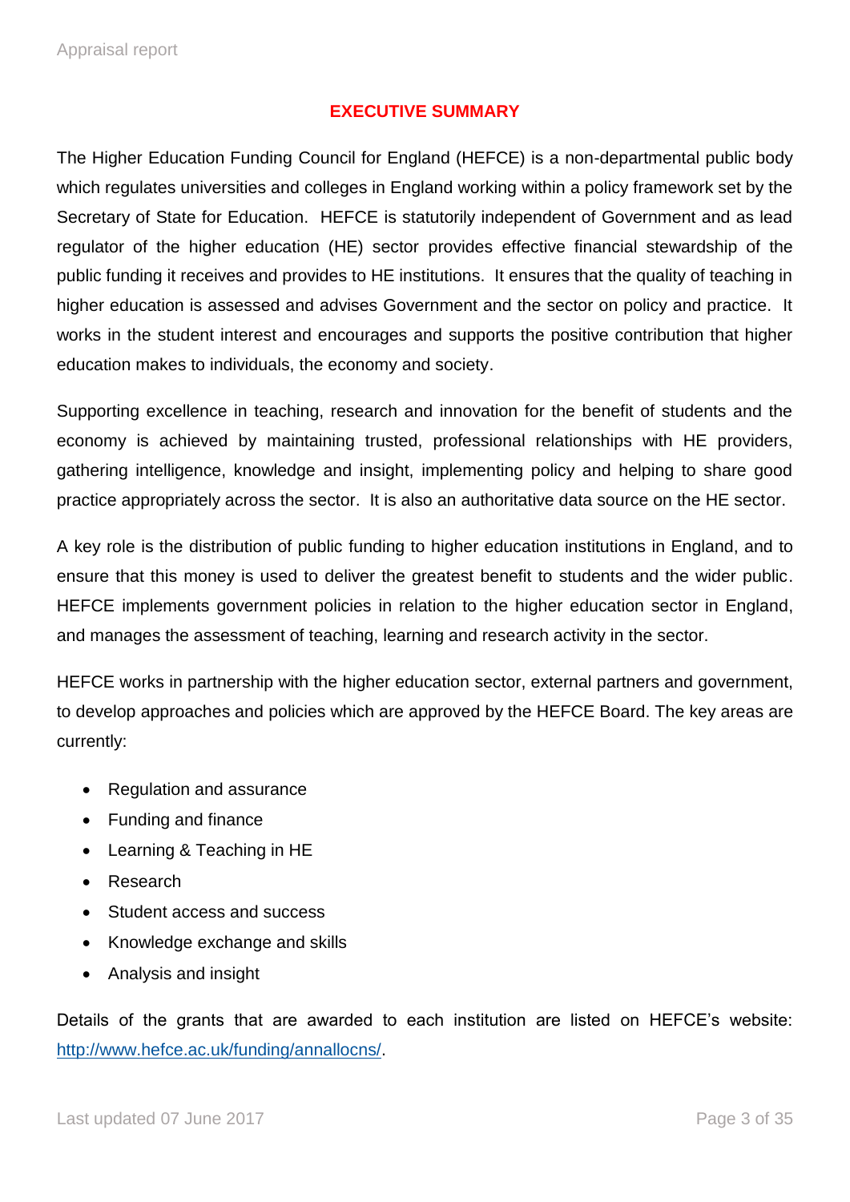## EXECUTIVE SUMMARY

The Higher Education Funding Council for England (HEFCE) is a non-departmental public body which regulates universities and colleges in England working within a policy framework set by the Secretary of State for Education. HEFCE is statutorily independent of Government and as lead regulator of the higher education (HE) sector provides effective financial stewardship of the public funding it receives and provides to HE institutions. It ensures that the quality of teaching in higher education is assessed and advises Government and the sector on policy and practice. It works in the student interest and encourages and supports the positive contribution that higher education makes to individuals, the economy and society.

Supporting excellence in teaching, research and innovation for the benefit of students and the economy is achieved by maintaining trusted, professional relationships with HE providers, gathering intelligence, knowledge and insight, implementing policy and helping to share good practice appropriately across the sector. It is also an authoritative data source on the HE sector.

A key role is the distribution of public funding to higher education institutions in England, and to ensure that this money is used to deliver the greatest benefit to students and the wider public. HEFCE implements government policies in relation to the higher education sector in England, and manages the assessment of teaching, learning and research activity in the sector.

HEFCE works in partnership with the higher education sector, external partners and government, to develop approaches and policies which are approved by the HEFCE Board. The key areas are currently:

- Regulation and assurance
- Funding and finance
- Learning & Teaching in HE
- Research
- Student access and success
- Knowledge exchange and skills
- Analysis and insight

Details of the grants that are awarded to each institution are listed on HEFCE's website: [http://www.hefce.ac.uk/funding/annallocns/](http://www.hefce.ac.uk/funding/annallocns/).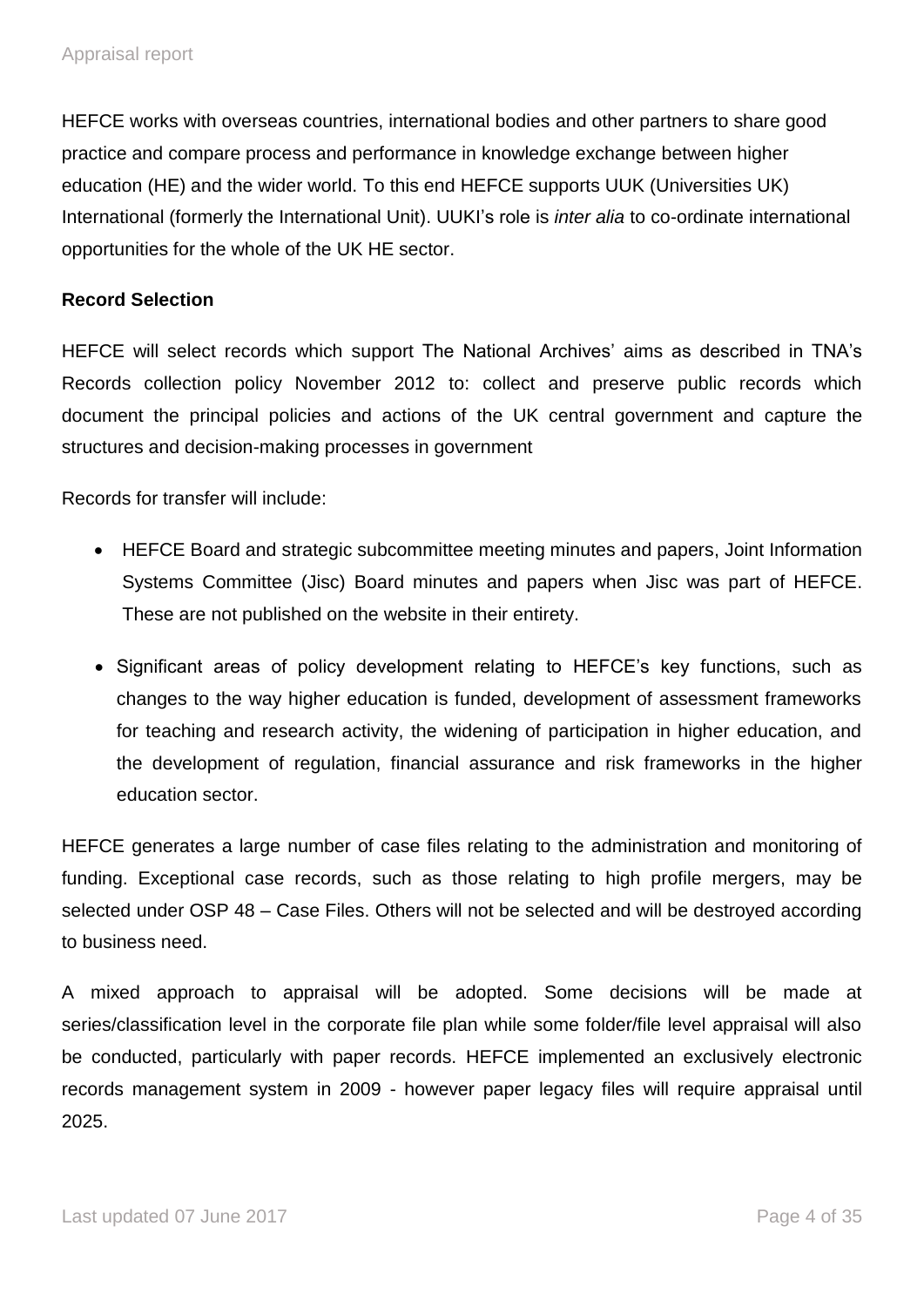HEFCE works with overseas countries, international bodies and other partners to share good practice and compare process and performance in knowledge exchange between higher education (HE) and the wider world. To this end HEFCE supports UUK (Universities UK) International (formerly the International Unit). UUKI's role is *inter alia* to co-ordinate international opportunities for the whole of the UK HE sector.

**Record Selection**

HEFCE will select records which support The National Archives' aims as described in TNA's Records collection policy November 2012 to: collect and preserve public records which document the principal policies and actions of the UK central government and capture the structures and decision-making processes in government

Records for transfer will include:

- HEFCE Board and strategic subcommittee meeting minutes and papers, Joint Information Systems Committee (Jisc) Board minutes and papers when Jisc was part of HEFCE. These are not published on the website in their entirety.
- Significant areas of policy development relating to HEFCE's key functions, such as changes to the way higher education is funded, development of assessment frameworks for teaching and research activity, the widening of participation in higher education, and the development of regulation, financial assurance and risk frameworks in the higher education sector.

HEFCE generates a large number of case files relating to the administration and monitoring of funding. Exceptional case records, such as those relating to high profile mergers, may be selected under OSP 48 – Case Files. Others will not be selected and will be destroyed according to business need.

A mixed approach to appraisal will be adopted. Some decisions will be made at series/classification level in the corporate file plan while some folder/file level appraisal will also be conducted, particularly with paper records. HEFCE implemented an exclusively electronic records management system in 2009 - however paper legacy files will require appraisal until 2025.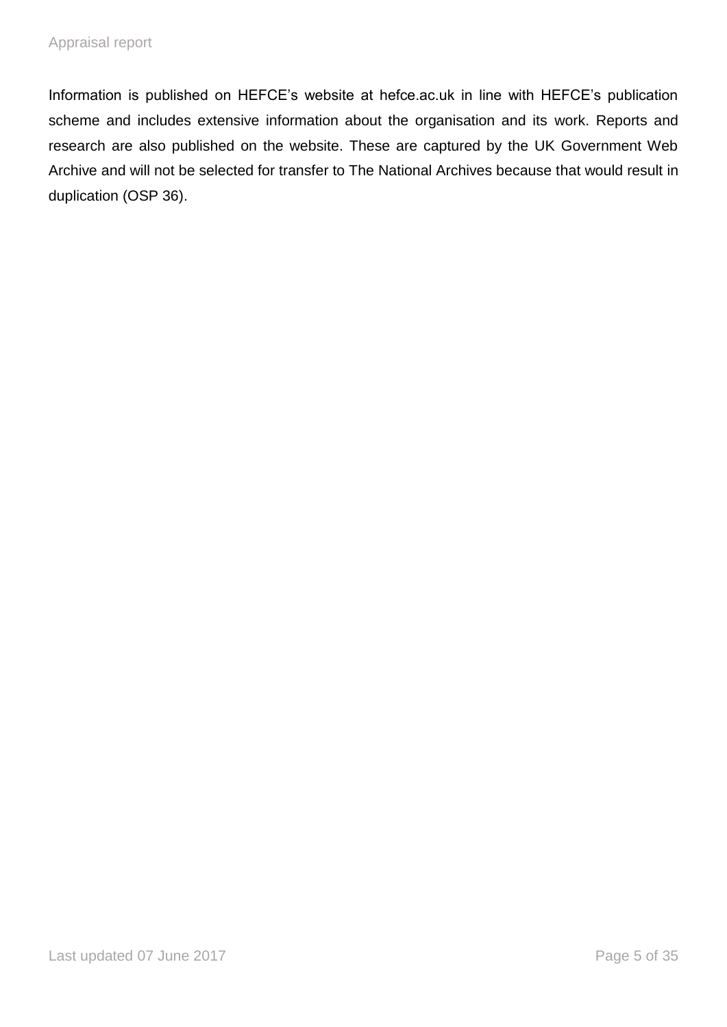Information is published on HEFCE’s website at hefce.ac.uk in line with HEFCE’s publication scheme and includes extensive information about the organisation and its work. Reports and research are also published on the website. These are captured by the UK Government Web Archive and will not be selected for transfer to The National Archives because that would result in duplication (OSP 36).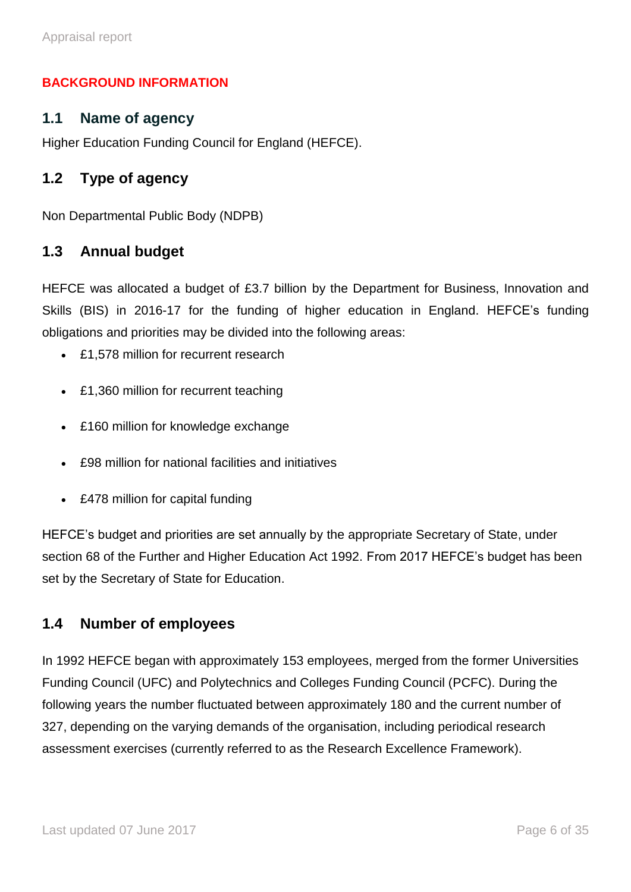## BACKGROUND INFORMATION

### 1.1 Name of agency

Higher Education Funding Council for England (HEFCE).

### 1.2 Type of agency

Non Departmental Public Body (NDPB)

### 1.3 Annual budget

HEFCE was allocated a budget of £3.7 billion by the Department for Business, Innovation and Skills (BIS) in 2016-17 for the funding of higher education in England. HEFCE's funding obligations and priorities may be divided into the following areas:

- £1,578 million for recurrent research
- £1,360 million for recurrent teaching
- £160 million for knowledge exchange
- £98 million for national facilities and initiatives
- £478 million for capital funding

HEFCE's budget and priorities are set annually by the appropriate Secretary of State, under section 68 of the Further and Higher Education Act 1992. From 2017 HEFCE's budget has been set by the Secretary of State for Education.

### 1.4 Number of employees

In 1992 HEFCE began with approximately 153 employees, merged from the former Universities Funding Council (UFC) and Polytechnics and Colleges Funding Council (PCFC). During the following years the number fluctuated between approximately 180 and the current number of 327, depending on the varying demands of the organisation, including periodical research assessment exercises (currently referred to as the Research Excellence Framework).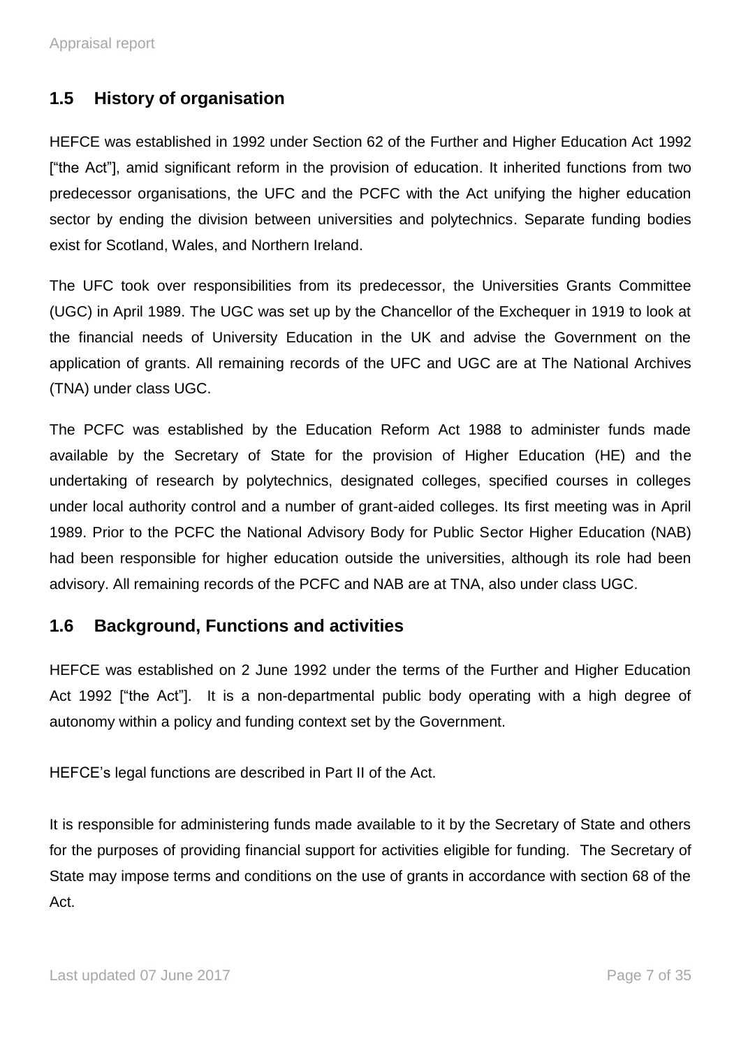## 1.5 History of organisation

HEFCE was established in 1992 under Section 62 of the Further and Higher Education Act 1992 ["the Act"], amid significant reform in the provision of education. It inherited functions from two predecessor organisations, the UFC and the PCFC with the Act unifying the higher education sector by ending the division between universities and polytechnics. Separate funding bodies exist for Scotland, Wales, and Northern Ireland.

The UFC took over responsibilities from its predecessor, the Universities Grants Committee (UGC) in April 1989. The UGC was set up by the Chancellor of the Exchequer in 1919 to look at the financial needs of University Education in the UK and advise the Government on the application of grants. All remaining records of the UFC and UGC are at The National Archives (TNA) under class UGC.

The PCFC was established by the Education Reform Act 1988 to administer funds made available by the Secretary of State for the provision of Higher Education (HE) and the undertaking of research by polytechnics, designated colleges, specified courses in colleges under local authority control and a number of grant-aided colleges. Its first meeting was in April 1989. Prior to the PCFC the National Advisory Body for Public Sector Higher Education (NAB) had been responsible for higher education outside the universities, although its role had been advisory. All remaining records of the PCFC and NAB are at TNA, also under class UGC.

## 1.6 Background, Functions and activities

HEFCE was established on 2 June 1992 under the terms of the Further and Higher Education Act 1992 ["the Act"]. It is a non-departmental public body operating with a high degree of autonomy within a policy and funding context set by the Government.

HEFCE's legal functions are described in Part II of the Act.

It is responsible for administering funds made available to it by the Secretary of State and others for the purposes of providing financial support for activities eligible for funding. The Secretary of State may impose terms and conditions on the use of grants in accordance with section 68 of the Act.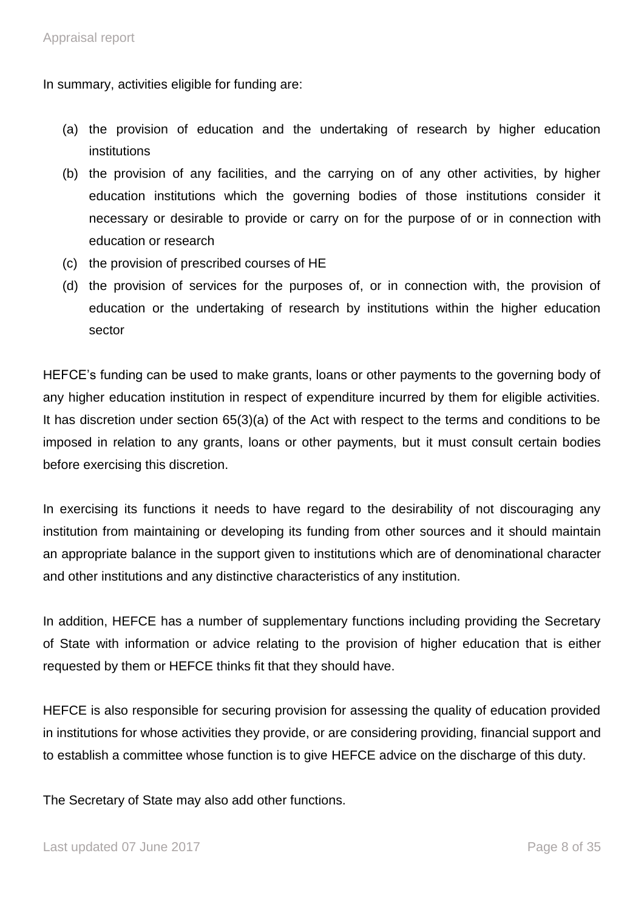In summary, activities eligible for funding are:

(a) the provision of education and the undertaking of research by higher education institutions

(b) the provision of any facilities, and the carrying on of any other activities, by higher education institutions which the governing bodies of those institutions consider it necessary or desirable to provide or carry on for the purpose of or in connection with education or research

(c) the provision of prescribed courses of HE

(d) the provision of services for the purposes of, or in connection with, the provision of education or the undertaking of research by institutions within the higher education sector

HEFCE's funding can be used to make grants, loans or other payments to the governing body of any higher education institution in respect of expenditure incurred by them for eligible activities. It has discretion under section 65(3)(a) of the Act with respect to the terms and conditions to be imposed in relation to any grants, loans or other payments, but it must consult certain bodies before exercising this discretion.

In exercising its functions it needs to have regard to the desirability of not discouraging any institution from maintaining or developing its funding from other sources and it should maintain an appropriate balance in the support given to institutions which are of denominational character and other institutions and any distinctive characteristics of any institution.

In addition, HEFCE has a number of supplementary functions including providing the Secretary of State with information or advice relating to the provision of higher education that is either requested by them or HEFCE thinks fit that they should have.

HEFCE is also responsible for securing provision for assessing the quality of education provided in institutions for whose activities they provide, or are considering providing, financial support and to establish a committee whose function is to give HEFCE advice on the discharge of this duty.

The Secretary of State may also add other functions.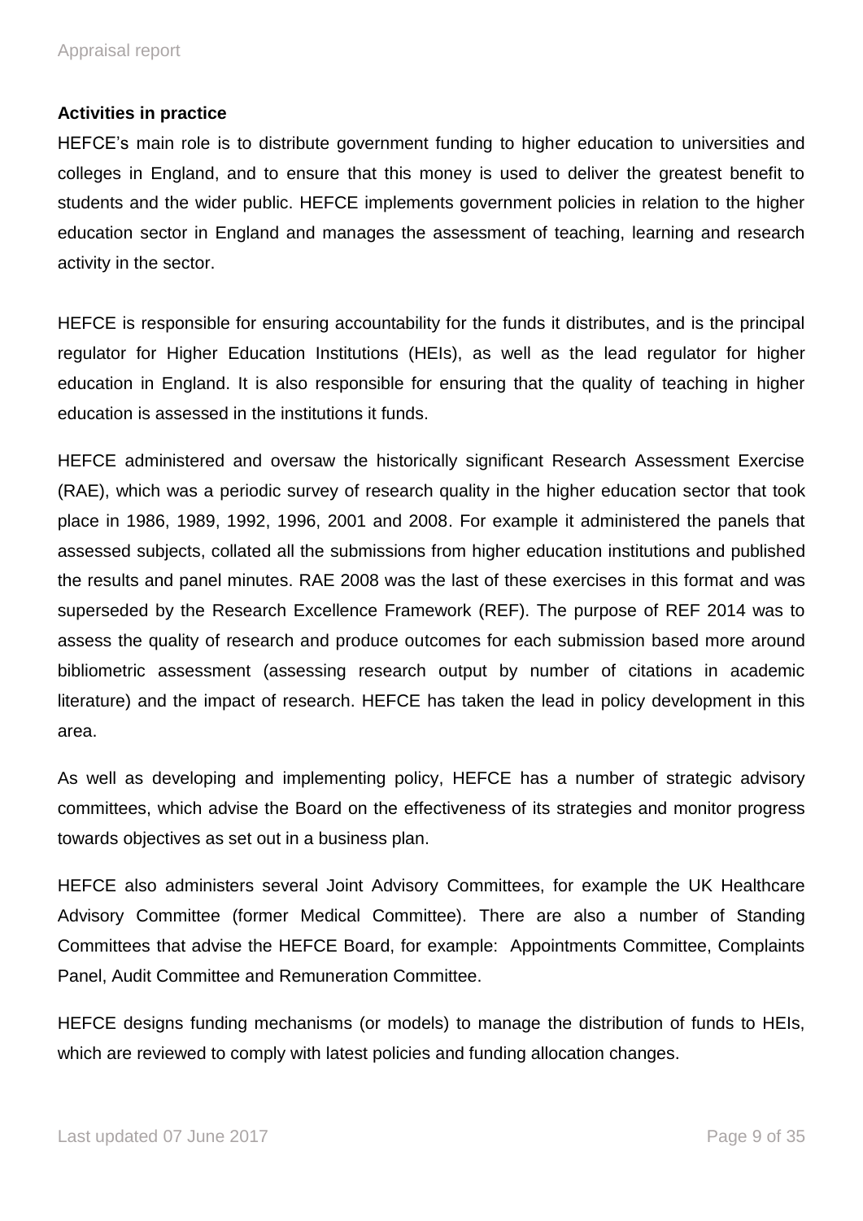**Activities in practice**

HEFCE's main role is to distribute government funding to higher education to universities and colleges in England, and to ensure that this money is used to deliver the greatest benefit to students and the wider public. HEFCE implements government policies in relation to the higher education sector in England and manages the assessment of teaching, learning and research activity in the sector.

HEFCE is responsible for ensuring accountability for the funds it distributes, and is the principal regulator for Higher Education Institutions (HEIs), as well as the lead regulator for higher education in England. It is also responsible for ensuring that the quality of teaching in higher education is assessed in the institutions it funds.

HEFCE administered and oversaw the historically significant Research Assessment Exercise (RAE), which was a periodic survey of research quality in the higher education sector that took place in 1986, 1989, 1992, 1996, 2001 and 2008. For example it administered the panels that assessed subjects, collated all the submissions from higher education institutions and published the results and panel minutes. RAE 2008 was the last of these exercises in this format and was superseded by the Research Excellence Framework (REF). The purpose of REF 2014 was to assess the quality of research and produce outcomes for each submission based more around bibliometric assessment (assessing research output by number of citations in academic literature) and the impact of research. HEFCE has taken the lead in policy development in this area.

As well as developing and implementing policy, HEFCE has a number of strategic advisory committees, which advise the Board on the effectiveness of its strategies and monitor progress towards objectives as set out in a business plan.

HEFCE also administers several Joint Advisory Committees, for example the UK Healthcare Advisory Committee (former Medical Committee). There are also a number of Standing Committees that advise the HEFCE Board, for example: Appointments Committee, Complaints Panel, Audit Committee and Remuneration Committee.

HEFCE designs funding mechanisms (or models) to manage the distribution of funds to HEIs, which are reviewed to comply with latest policies and funding allocation changes.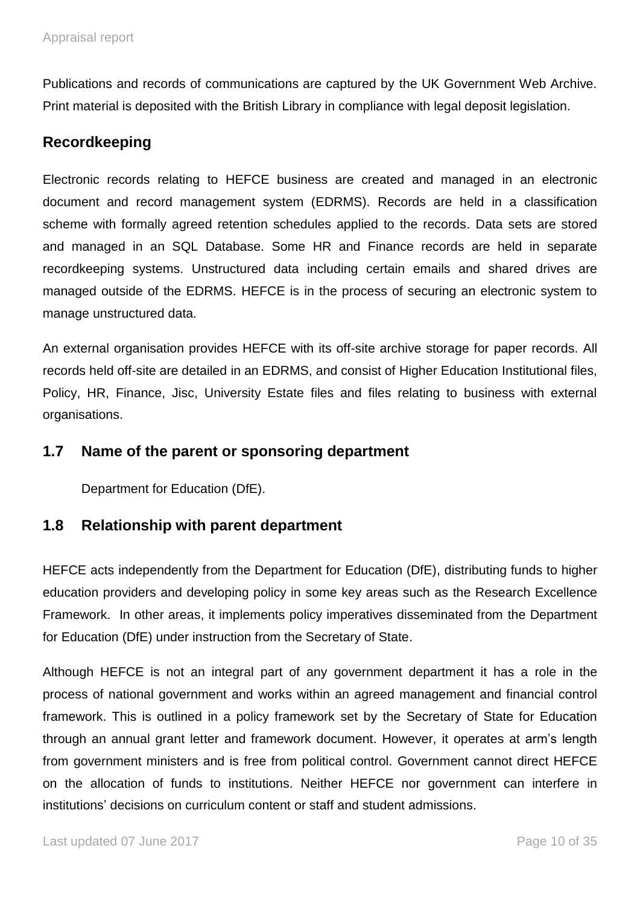Publications and records of communications are captured by the UK Government Web Archive. Print material is deposited with the British Library in compliance with legal deposit legislation.

### Recordkeeping

Electronic records relating to HEFCE business are created and managed in an electronic document and record management system (EDRMS). Records are held in a classification scheme with formally agreed retention schedules applied to the records. Data sets are stored and managed in an SQL Database. Some HR and Finance records are held in separate recordkeeping systems. Unstructured data including certain emails and shared drives are managed outside of the EDRMS. HEFCE is in the process of securing an electronic system to manage unstructured data.

An external organisation provides HEFCE with its off-site archive storage for paper records. All records held off-site are detailed in an EDRMS, and consist of Higher Education Institutional files, Policy, HR, Finance, Jisc, University Estate files and files relating to business with external organisations.

## 1.7 Name of the parent or sponsoring department

Department for Education (DfE).

## 1.8 Relationship with parent department

HEFCE acts independently from the Department for Education (DfE), distributing funds to higher education providers and developing policy in some key areas such as the Research Excellence Framework. In other areas, it implements policy imperatives disseminated from the Department for Education (DfE) under instruction from the Secretary of State.

Although HEFCE is not an integral part of any government department it has a role in the process of national government and works within an agreed management and financial control framework. This is outlined in a policy framework set by the Secretary of State for Education through an annual grant letter and framework document. However, it operates at arm's length from government ministers and is free from political control. Government cannot direct HEFCE on the allocation of funds to institutions. Neither HEFCE nor government can interfere in institutions' decisions on curriculum content or staff and student admissions.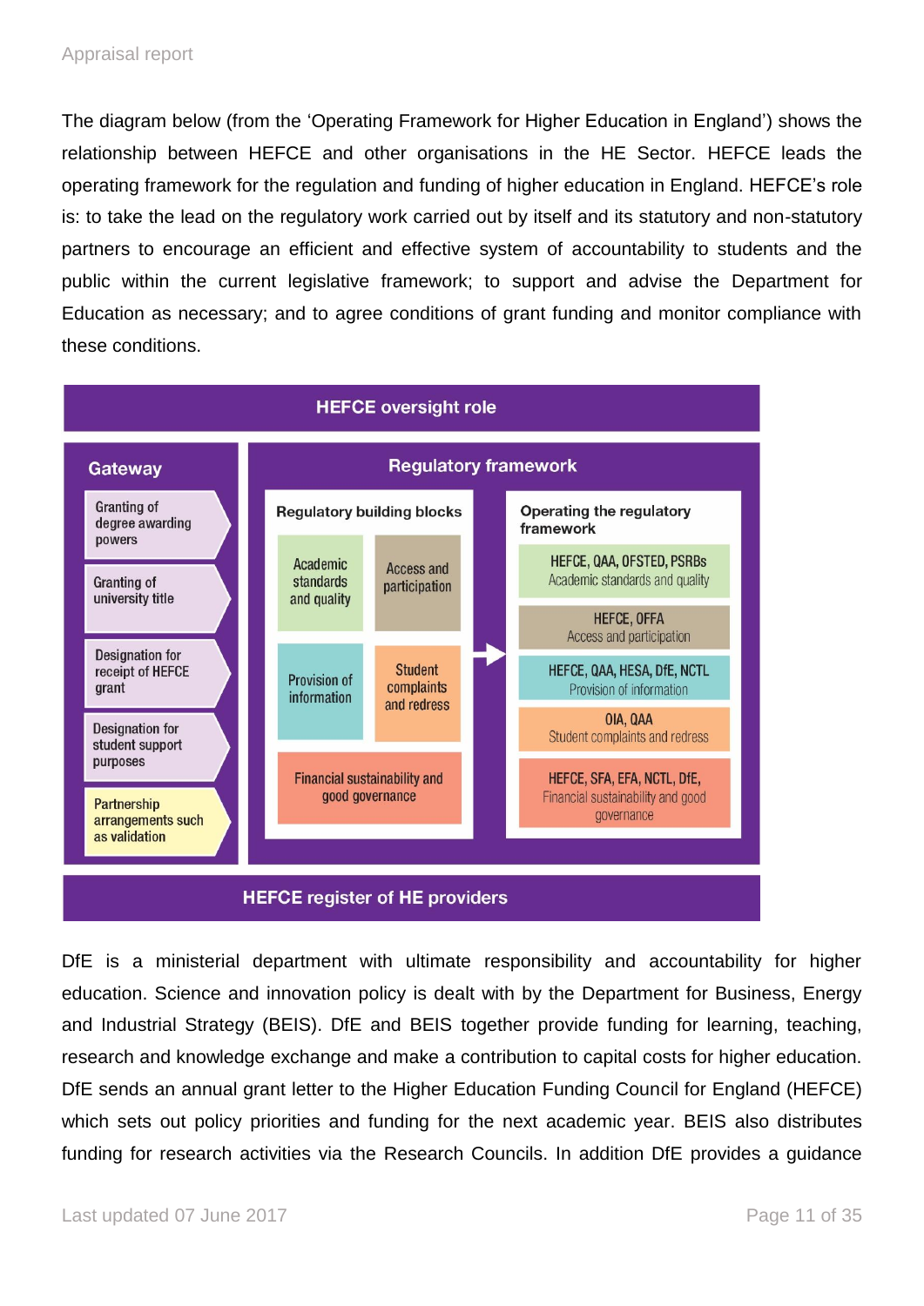The diagram below (from the 'Operating Framework for Higher Education in England') shows the relationship between HEFCE and other organisations in the HE Sector. HEFCE leads the operating framework for the regulation and funding of higher education in England. HEFCE's role is: to take the lead on the regulatory work carried out by itself and its statutory and non-statutory partners to encourage an efficient and effective system of accountability to students and the public within the current legislative framework; to support and advise the Department for Education as necessary; and to agree conditions of grant funding and monitor compliance with these conditions.

**HEFCE oversight role**

**Gateway**

- Granting of degree awarding powers
- Granting of university title
- Designation for receipt of HEFCE grant
- Designation for student support purposes
- Partnership arrangements such as validation

**Regulatory framework**

Regulatory building blocks:

- Academic standards and quality
- Access and participation
- Provision of information
- Student complaints and redress
- Financial sustainability and good governance

Operating the regulatory framework:

- HEFCE, QAA, OFSTED, PSRBs – Academic standards and quality
- HEFCE, OFFA – Access and participation
- HEFCE, QAA, HESA, DfE, NCTL – Provision of information
- OIA, QAA – Student complaints and redress
- HEFCE, SFA, EFA, NCTL, DfE, – Financial sustainability and good governance

**HEFCE register of HE providers**

DfE is a ministerial department with ultimate responsibility and accountability for higher education. Science and innovation policy is dealt with by the Department for Business, Energy and Industrial Strategy (BEIS). DfE and BEIS together provide funding for learning, teaching, research and knowledge exchange and make a contribution to capital costs for higher education. DfE sends an annual grant letter to the Higher Education Funding Council for England (HEFCE) which sets out policy priorities and funding for the next academic year. BEIS also distributes funding for research activities via the Research Councils. In addition DfE provides a guidance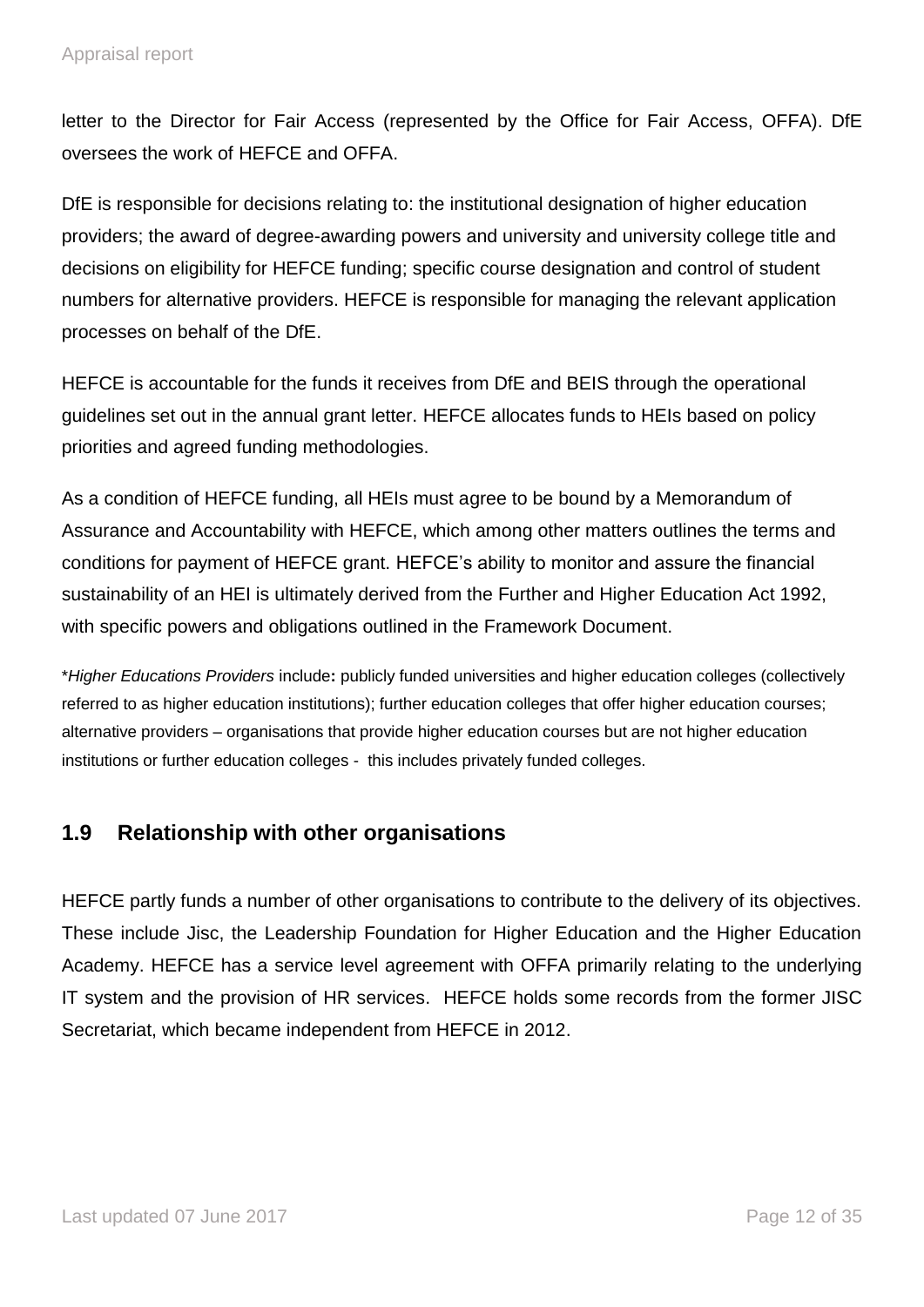letter to the Director for Fair Access (represented by the Office for Fair Access, OFFA). DfE oversees the work of HEFCE and OFFA.

DfE is responsible for decisions relating to: the institutional designation of higher education providers; the award of degree-awarding powers and university and university college title and decisions on eligibility for HEFCE funding; specific course designation and control of student numbers for alternative providers. HEFCE is responsible for managing the relevant application processes on behalf of the DfE.

HEFCE is accountable for the funds it receives from DfE and BEIS through the operational guidelines set out in the annual grant letter. HEFCE allocates funds to HEIs based on policy priorities and agreed funding methodologies.

As a condition of HEFCE funding, all HEIs must agree to be bound by a Memorandum of Assurance and Accountability with HEFCE, which among other matters outlines the terms and conditions for payment of HEFCE grant. HEFCE's ability to monitor and assure the financial sustainability of an HEI is ultimately derived from the Further and Higher Education Act 1992, with specific powers and obligations outlined in the Framework Document.

*\*Higher Educations Providers* include**:** publicly funded universities and higher education colleges (collectively referred to as higher education institutions); further education colleges that offer higher education courses; alternative providers – organisations that provide higher education courses but are not higher education institutions or further education colleges - this includes privately funded colleges.

## 1.9 Relationship with other organisations

HEFCE partly funds a number of other organisations to contribute to the delivery of its objectives. These include Jisc, the Leadership Foundation for Higher Education and the Higher Education Academy. HEFCE has a service level agreement with OFFA primarily relating to the underlying IT system and the provision of HR services. HEFCE holds some records from the former JISC Secretariat, which became independent from HEFCE in 2012.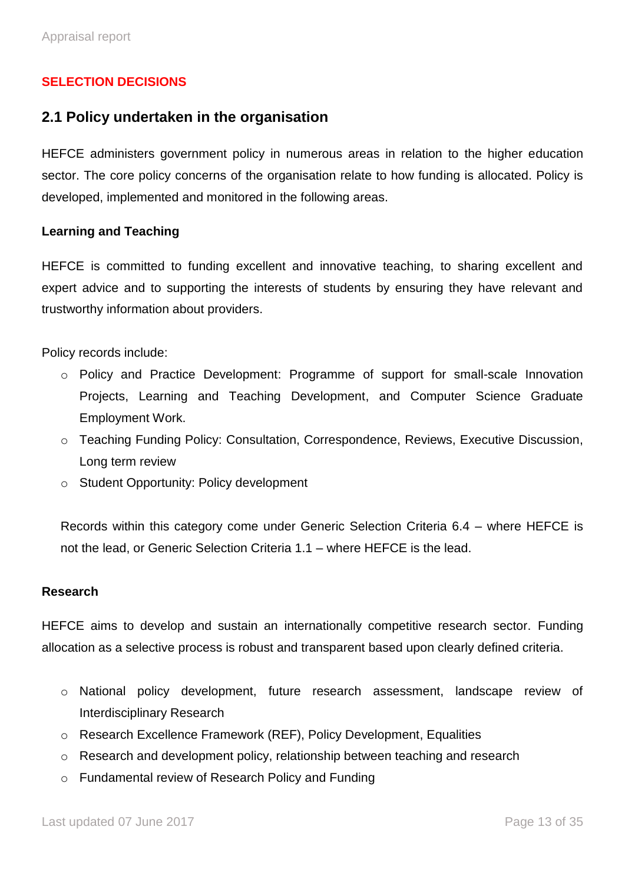## SELECTION DECISIONS

### 2.1 Policy undertaken in the organisation

HEFCE administers government policy in numerous areas in relation to the higher education sector. The core policy concerns of the organisation relate to how funding is allocated. Policy is developed, implemented and monitored in the following areas.

**Learning and Teaching**

HEFCE is committed to funding excellent and innovative teaching, to sharing excellent and expert advice and to supporting the interests of students by ensuring they have relevant and trustworthy information about providers.

Policy records include:

- Policy and Practice Development: Programme of support for small-scale Innovation Projects, Learning and Teaching Development, and Computer Science Graduate Employment Work.
- Teaching Funding Policy: Consultation, Correspondence, Reviews, Executive Discussion, Long term review
- Student Opportunity: Policy development

Records within this category come under Generic Selection Criteria 6.4 – where HEFCE is not the lead, or Generic Selection Criteria 1.1 – where HEFCE is the lead.

**Research**

HEFCE aims to develop and sustain an internationally competitive research sector. Funding allocation as a selective process is robust and transparent based upon clearly defined criteria.

- National policy development, future research assessment, landscape review of Interdisciplinary Research
- Research Excellence Framework (REF), Policy Development, Equalities
- Research and development policy, relationship between teaching and research
- Fundamental review of Research Policy and Funding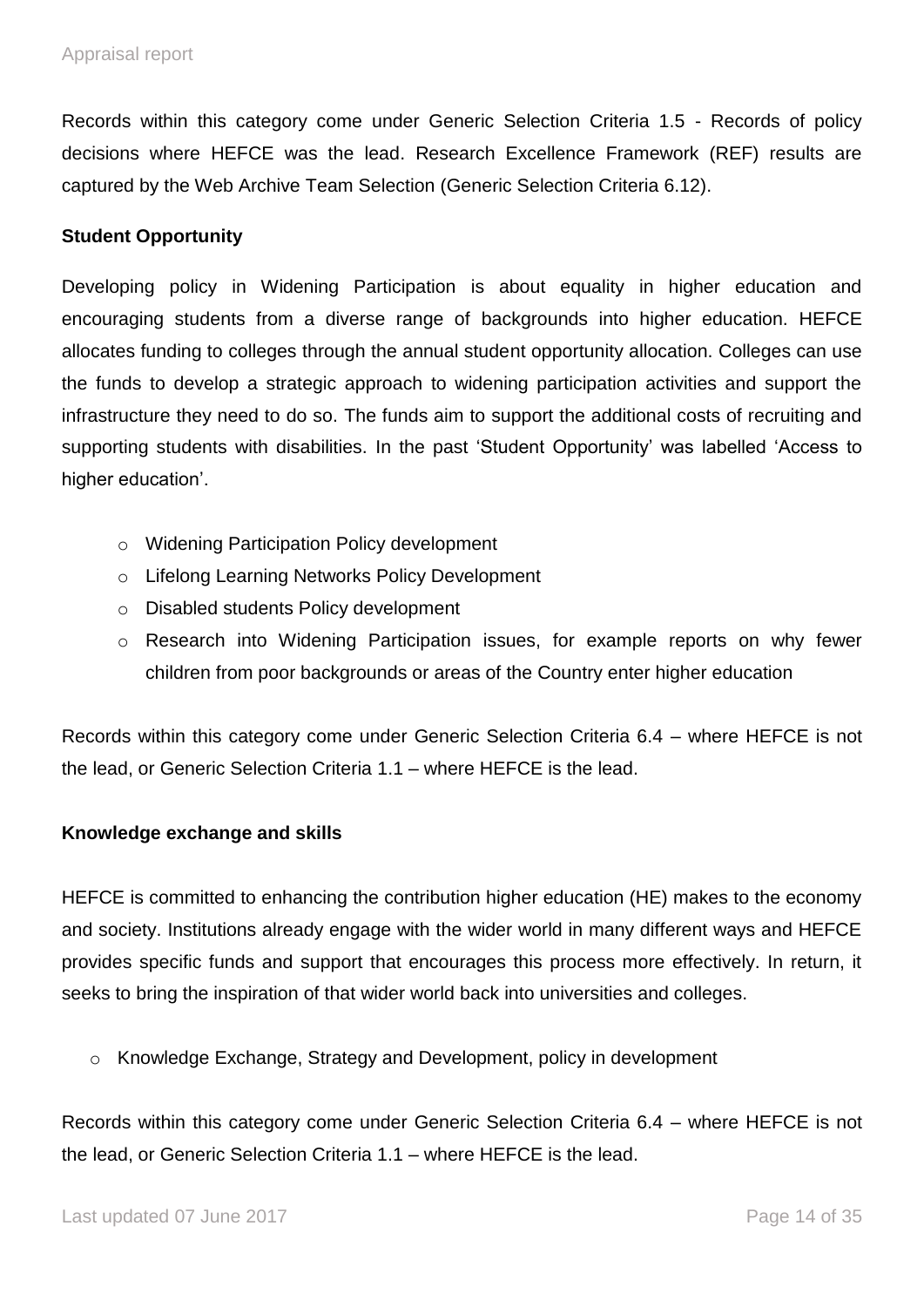Records within this category come under Generic Selection Criteria 1.5 - Records of policy decisions where HEFCE was the lead. Research Excellence Framework (REF) results are captured by the Web Archive Team Selection (Generic Selection Criteria 6.12).

**Student Opportunity**

Developing policy in Widening Participation is about equality in higher education and encouraging students from a diverse range of backgrounds into higher education. HEFCE allocates funding to colleges through the annual student opportunity allocation. Colleges can use the funds to develop a strategic approach to widening participation activities and support the infrastructure they need to do so. The funds aim to support the additional costs of recruiting and supporting students with disabilities. In the past 'Student Opportunity' was labelled 'Access to higher education'.

- Widening Participation Policy development
- Lifelong Learning Networks Policy Development
- Disabled students Policy development
- Research into Widening Participation issues, for example reports on why fewer children from poor backgrounds or areas of the Country enter higher education

Records within this category come under Generic Selection Criteria 6.4 – where HEFCE is not the lead, or Generic Selection Criteria 1.1 – where HEFCE is the lead.

**Knowledge exchange and skills**

HEFCE is committed to enhancing the contribution higher education (HE) makes to the economy and society. Institutions already engage with the wider world in many different ways and HEFCE provides specific funds and support that encourages this process more effectively. In return, it seeks to bring the inspiration of that wider world back into universities and colleges.

- Knowledge Exchange, Strategy and Development, policy in development

Records within this category come under Generic Selection Criteria 6.4 – where HEFCE is not the lead, or Generic Selection Criteria 1.1 – where HEFCE is the lead.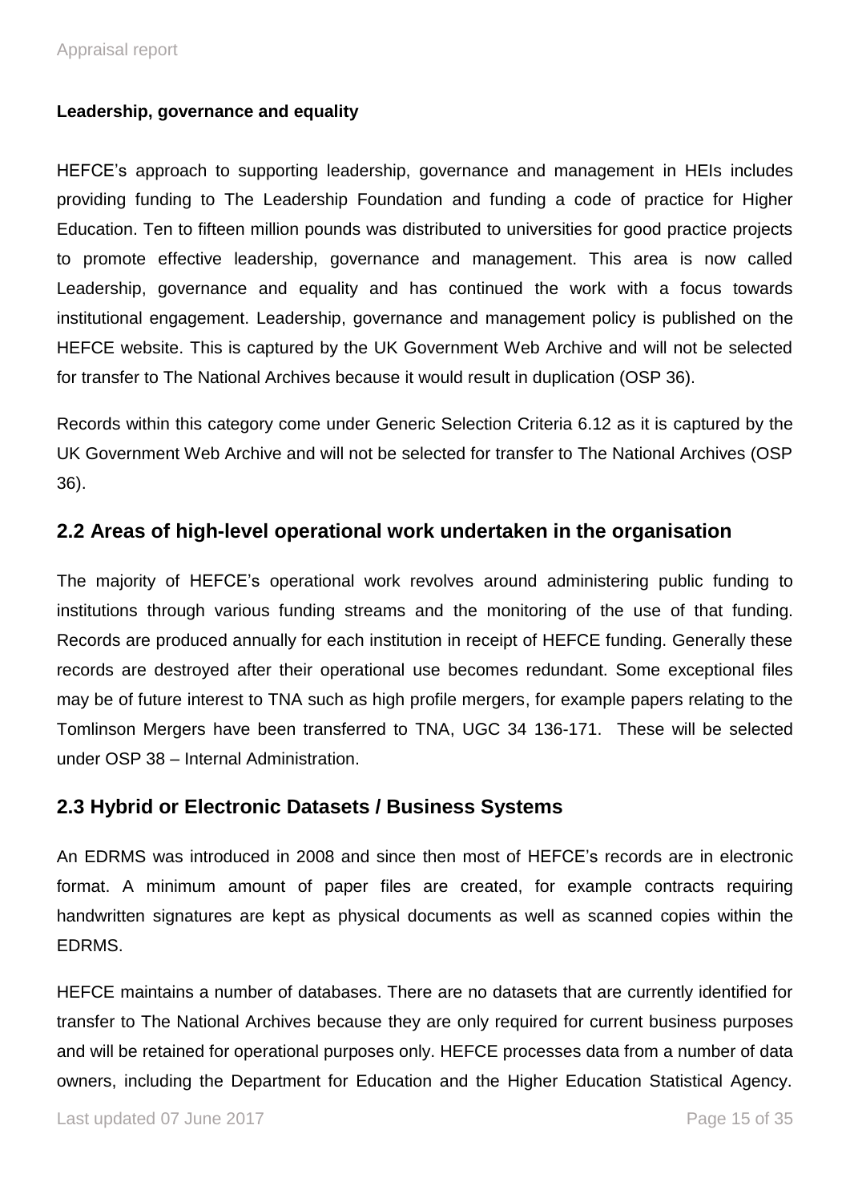**Leadership, governance and equality**

HEFCE's approach to supporting leadership, governance and management in HEIs includes providing funding to The Leadership Foundation and funding a code of practice for Higher Education. Ten to fifteen million pounds was distributed to universities for good practice projects to promote effective leadership, governance and management. This area is now called Leadership, governance and equality and has continued the work with a focus towards institutional engagement. Leadership, governance and management policy is published on the HEFCE website. This is captured by the UK Government Web Archive and will not be selected for transfer to The National Archives because it would result in duplication (OSP 36).

Records within this category come under Generic Selection Criteria 6.12 as it is captured by the UK Government Web Archive and will not be selected for transfer to The National Archives (OSP 36).

## 2.2 Areas of high-level operational work undertaken in the organisation

The majority of HEFCE's operational work revolves around administering public funding to institutions through various funding streams and the monitoring of the use of that funding. Records are produced annually for each institution in receipt of HEFCE funding. Generally these records are destroyed after their operational use becomes redundant. Some exceptional files may be of future interest to TNA such as high profile mergers, for example papers relating to the Tomlinson Mergers have been transferred to TNA, UGC 34 136-171. These will be selected under OSP 38 – Internal Administration.

## 2.3 Hybrid or Electronic Datasets / Business Systems

An EDRMS was introduced in 2008 and since then most of HEFCE's records are in electronic format. A minimum amount of paper files are created, for example contracts requiring handwritten signatures are kept as physical documents as well as scanned copies within the EDRMS.

HEFCE maintains a number of databases. There are no datasets that are currently identified for transfer to The National Archives because they are only required for current business purposes and will be retained for operational purposes only. HEFCE processes data from a number of data owners, including the Department for Education and the Higher Education Statistical Agency.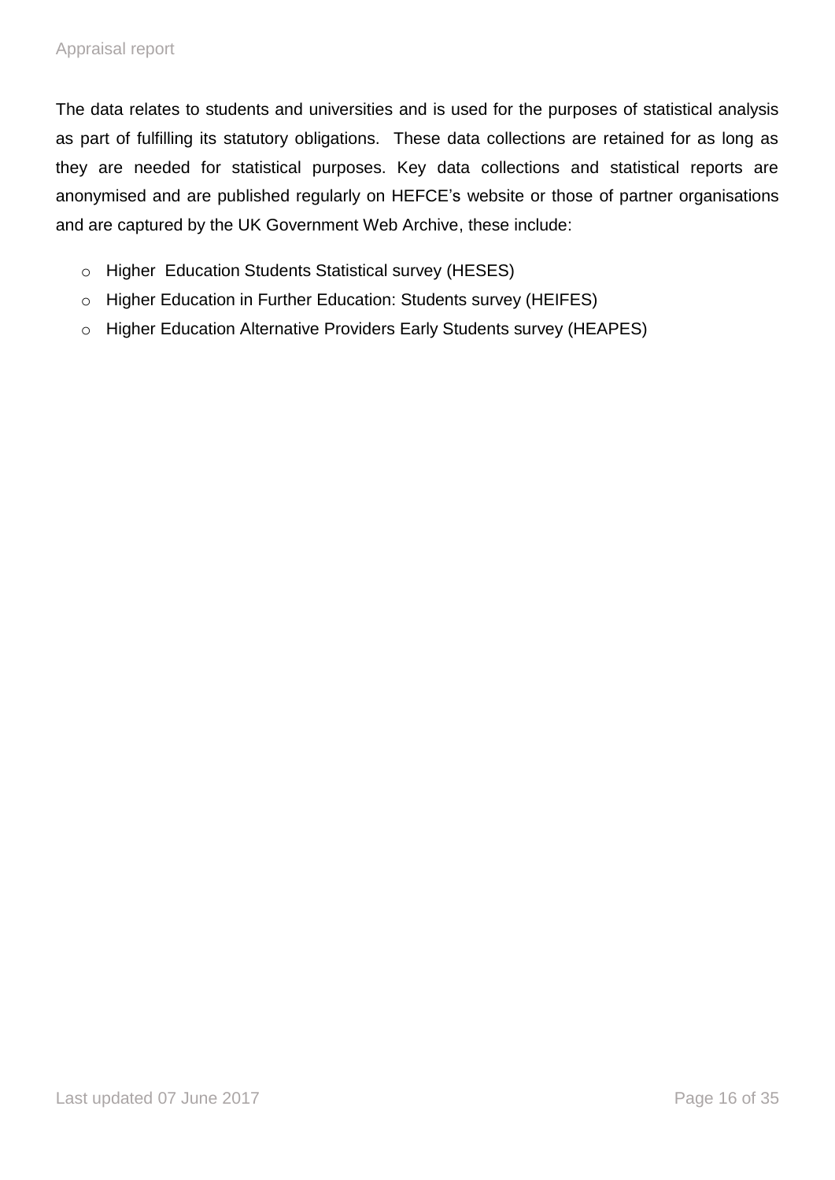The data relates to students and universities and is used for the purposes of statistical analysis as part of fulfilling its statutory obligations. These data collections are retained for as long as they are needed for statistical purposes. Key data collections and statistical reports are anonymised and are published regularly on HEFCE's website or those of partner organisations and are captured by the UK Government Web Archive, these include:

- Higher Education Students Statistical survey (HESES)
- Higher Education in Further Education: Students survey (HEIFES)
- Higher Education Alternative Providers Early Students survey (HEAPES)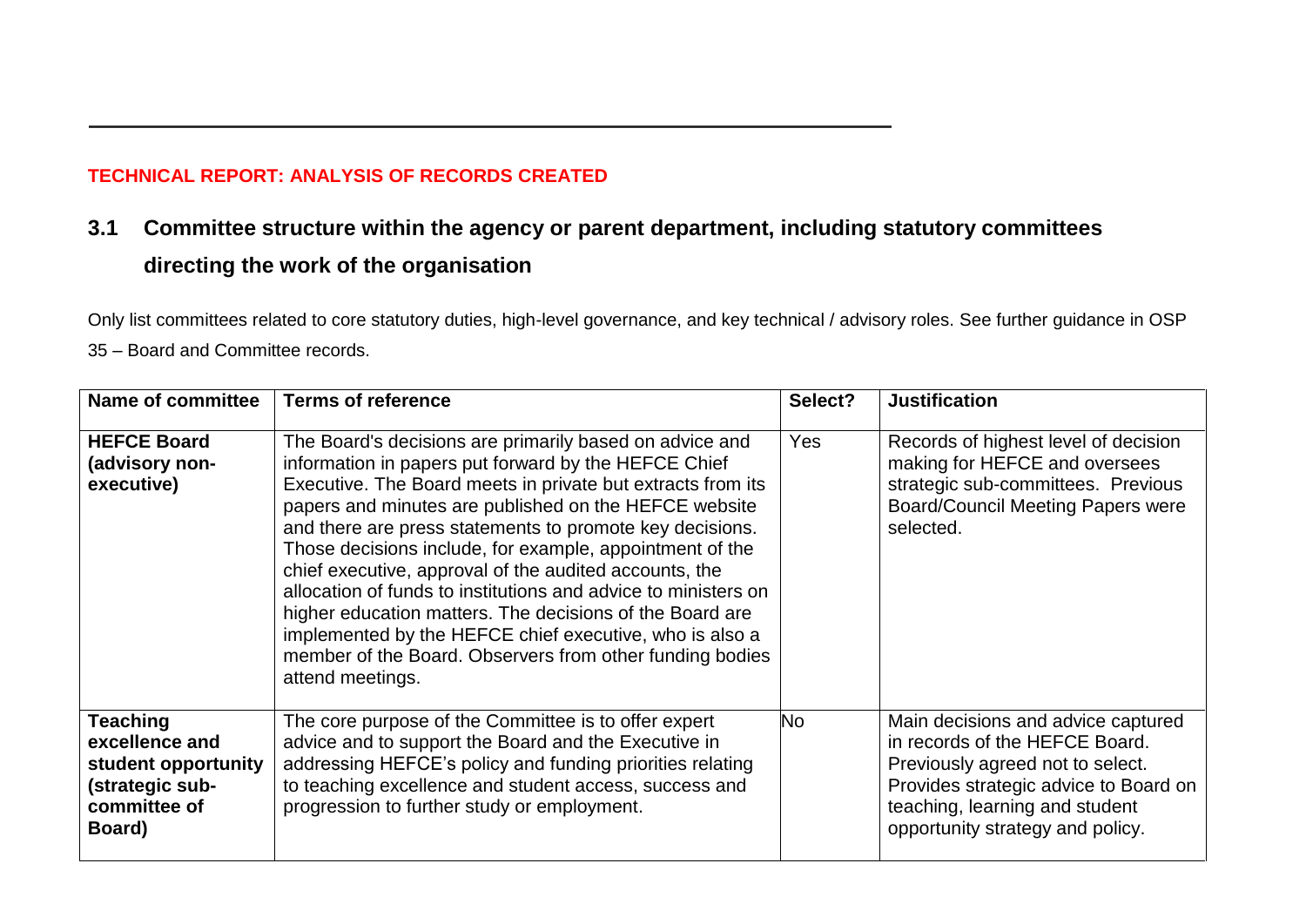**TECHNICAL REPORT: ANALYSIS OF RECORDS CREATED**

## 3.1 Committee structure within the agency or parent department, including statutory committees directing the work of the organisation

Only list committees related to core statutory duties, high-level governance, and key technical / advisory roles. See further guidance in OSP 35 – Board and Committee records.

| Name of committee | Terms of reference | Select? | Justification |
|---|---|---|---|
| **HEFCE Board (advisory non-executive)** | The Board's decisions are primarily based on advice and information in papers put forward by the HEFCE Chief Executive. The Board meets in private but extracts from its papers and minutes are published on the HEFCE website and there are press statements to promote key decisions. Those decisions include, for example, appointment of the chief executive, approval of the audited accounts, the allocation of funds to institutions and advice to ministers on higher education matters. The decisions of the Board are implemented by the HEFCE chief executive, who is also a member of the Board. Observers from other funding bodies attend meetings. | Yes | Records of highest level of decision making for HEFCE and oversees strategic sub-committees. Previous Board/Council Meeting Papers were selected. |
| **Teaching excellence and student opportunity (strategic sub-committee of Board)** | The core purpose of the Committee is to offer expert advice and to support the Board and the Executive in addressing HEFCE's policy and funding priorities relating to teaching excellence and student access, success and progression to further study or employment. | No | Main decisions and advice captured in records of the HEFCE Board. Previously agreed not to select. Provides strategic advice to Board on teaching, learning and student opportunity strategy and policy. |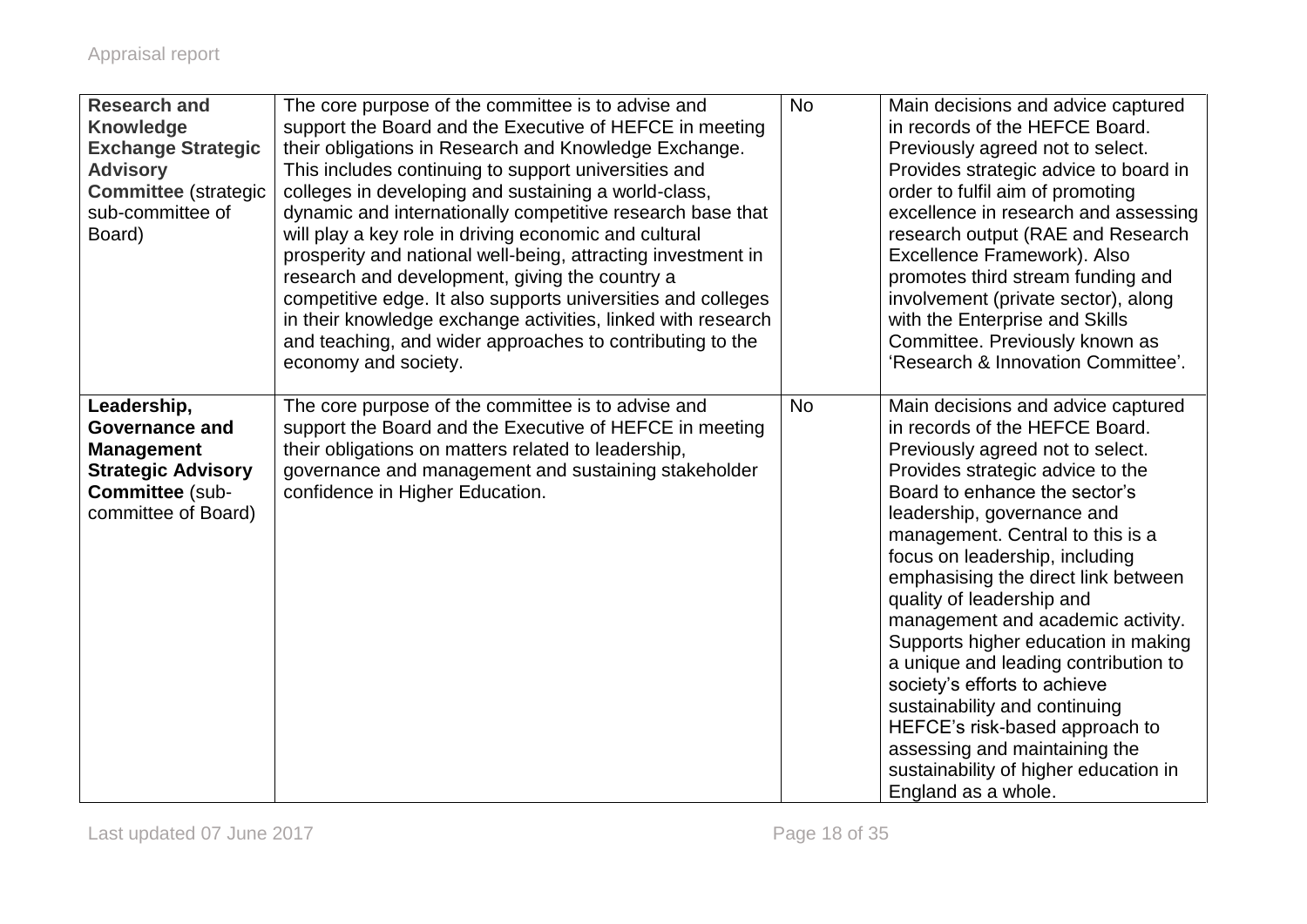| **Research and Knowledge Exchange Strategic Advisory Committee** (strategic sub-committee of Board) | The core purpose of the committee is to advise and support the Board and the Executive of HEFCE in meeting their obligations in Research and Knowledge Exchange. This includes continuing to support universities and colleges in developing and sustaining a world-class, dynamic and internationally competitive research base that will play a key role in driving economic and cultural prosperity and national well-being, attracting investment in research and development, giving the country a competitive edge. It also supports universities and colleges in their knowledge exchange activities, linked with research and teaching, and wider approaches to contributing to the economy and society. | No | Main decisions and advice captured in records of the HEFCE Board. Previously agreed not to select. Provides strategic advice to board in order to fulfil aim of promoting excellence in research and assessing research output (RAE and Research Excellence Framework). Also promotes third stream funding and involvement (private sector), along with the Enterprise and Skills Committee. Previously known as 'Research & Innovation Committee'. |
|---|---|---|---|
| **Leadership, Governance and Management Strategic Advisory Committee** (sub-committee of Board) | The core purpose of the committee is to advise and support the Board and the Executive of HEFCE in meeting their obligations on matters related to leadership, governance and management and sustaining stakeholder confidence in Higher Education. | No | Main decisions and advice captured in records of the HEFCE Board. Previously agreed not to select. Provides strategic advice to the Board to enhance the sector's leadership, governance and management. Central to this is a focus on leadership, including emphasising the direct link between quality of leadership and management and academic activity. Supports higher education in making a unique and leading contribution to society's efforts to achieve sustainability and continuing HEFCE's risk-based approach to assessing and maintaining the sustainability of higher education in England as a whole. |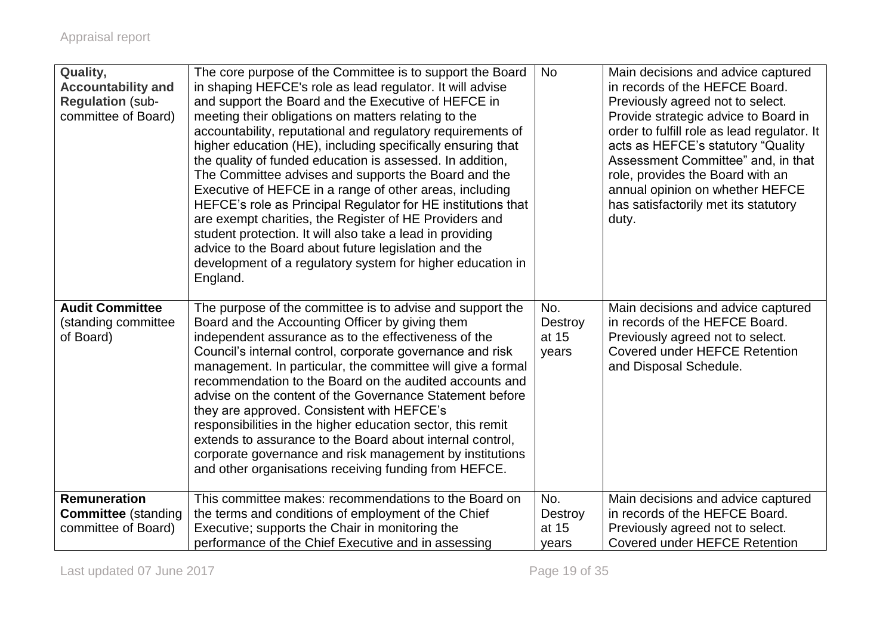| **Quality, Accountability and Regulation** (sub-committee of Board) | The core purpose of the Committee is to support the Board in shaping HEFCE's role as lead regulator. It will advise and support the Board and the Executive of HEFCE in meeting their obligations on matters relating to the accountability, reputational and regulatory requirements of higher education (HE), including specifically ensuring that the quality of funded education is assessed. In addition, The Committee advises and supports the Board and the Executive of HEFCE in a range of other areas, including HEFCE's role as Principal Regulator for HE institutions that are exempt charities, the Register of HE Providers and student protection. It will also take a lead in providing advice to the Board about future legislation and the development of a regulatory system for higher education in England. | No | Main decisions and advice captured in records of the HEFCE Board. Previously agreed not to select. Provide strategic advice to Board in order to fulfill role as lead regulator. It acts as HEFCE's statutory "Quality Assessment Committee" and, in that role, provides the Board with an annual opinion on whether HEFCE has satisfactorily met its statutory duty. |
|---|---|---|---|
| **Audit Committee** (standing committee of Board) | The purpose of the committee is to advise and support the Board and the Accounting Officer by giving them independent assurance as to the effectiveness of the Council's internal control, corporate governance and risk management. In particular, the committee will give a formal recommendation to the Board on the audited accounts and advise on the content of the Governance Statement before they are approved. Consistent with HEFCE's responsibilities in the higher education sector, this remit extends to assurance to the Board about internal control, corporate governance and risk management by institutions and other organisations receiving funding from HEFCE. | No. Destroy at 15 years | Main decisions and advice captured in records of the HEFCE Board. Previously agreed not to select. Covered under HEFCE Retention and Disposal Schedule. |
| **Remuneration Committee** (standing committee of Board) | This committee makes: recommendations to the Board on the terms and conditions of employment of the Chief Executive; supports the Chair in monitoring the performance of the Chief Executive and in assessing | No. Destroy at 15 years | Main decisions and advice captured in records of the HEFCE Board. Previously agreed not to select. Covered under HEFCE Retention |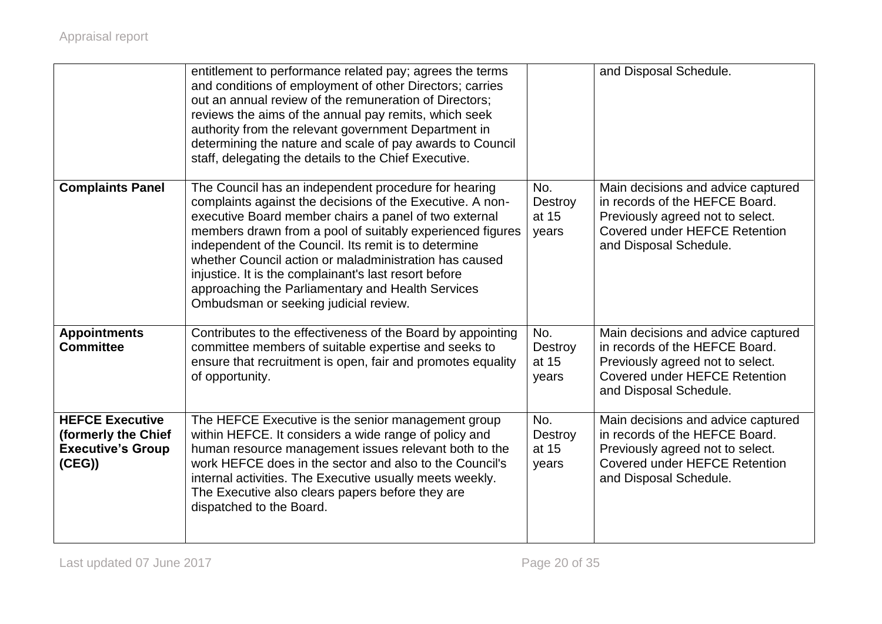| | | | |
|---|---|---|---|
| | entitlement to performance related pay; agrees the terms and conditions of employment of other Directors; carries out an annual review of the remuneration of Directors; reviews the aims of the annual pay remits, which seek authority from the relevant government Department in determining the nature and scale of pay awards to Council staff, delegating the details to the Chief Executive. | | and Disposal Schedule. |
| **Complaints Panel** | The Council has an independent procedure for hearing complaints against the decisions of the Executive. A non-executive Board member chairs a panel of two external members drawn from a pool of suitably experienced figures independent of the Council. Its remit is to determine whether Council action or maladministration has caused injustice. It is the complainant's last resort before approaching the Parliamentary and Health Services Ombudsman or seeking judicial review. | No. Destroy at 15 years | Main decisions and advice captured in records of the HEFCE Board. Previously agreed not to select. Covered under HEFCE Retention and Disposal Schedule. |
| **Appointments Committee** | Contributes to the effectiveness of the Board by appointing committee members of suitable expertise and seeks to ensure that recruitment is open, fair and promotes equality of opportunity. | No. Destroy at 15 years | Main decisions and advice captured in records of the HEFCE Board. Previously agreed not to select. Covered under HEFCE Retention and Disposal Schedule. |
| **HEFCE Executive (formerly the Chief Executive's Group (CEG))** | The HEFCE Executive is the senior management group within HEFCE. It considers a wide range of policy and human resource management issues relevant both to the work HEFCE does in the sector and also to the Council's internal activities. The Executive usually meets weekly. The Executive also clears papers before they are dispatched to the Board. | No. Destroy at 15 years | Main decisions and advice captured in records of the HEFCE Board. Previously agreed not to select. Covered under HEFCE Retention and Disposal Schedule. |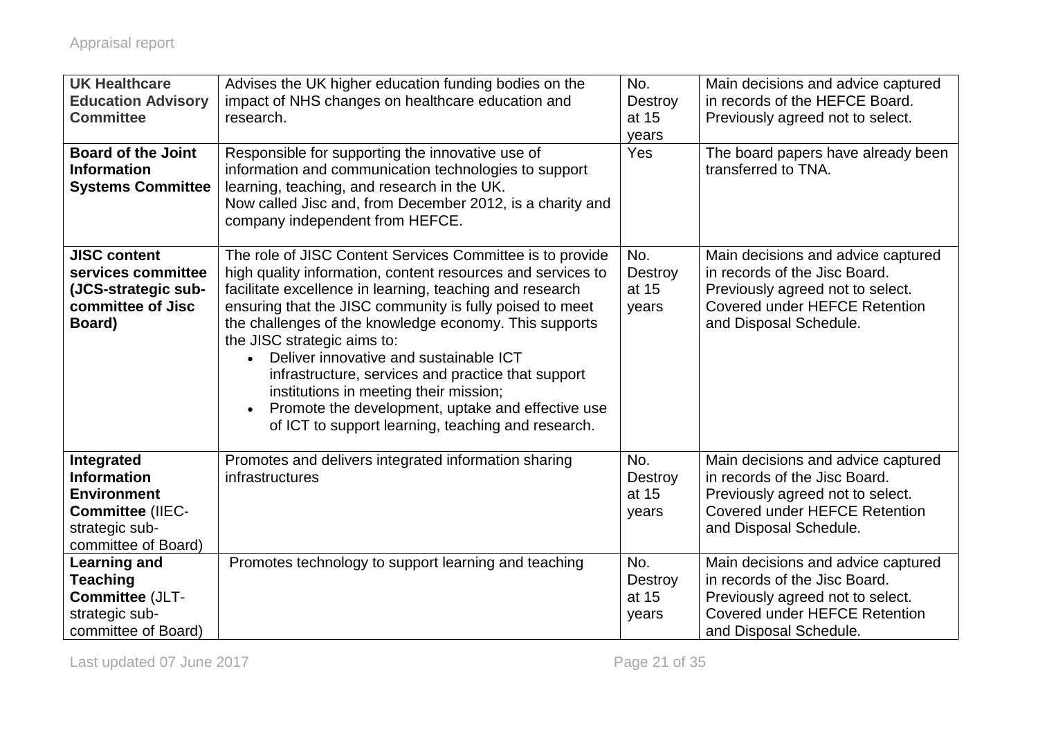| | | | |
|---|---|---|---|
| **UK Healthcare Education Advisory Committee** | Advises the UK higher education funding bodies on the impact of NHS changes on healthcare education and research. | No. Destroy at 15 years | Main decisions and advice captured in records of the HEFCE Board. Previously agreed not to select. |
| **Board of the Joint Information Systems Committee** | Responsible for supporting the innovative use of information and communication technologies to support learning, teaching, and research in the UK. Now called Jisc and, from December 2012, is a charity and company independent from HEFCE. | Yes | The board papers have already been transferred to TNA. |
| **JISC content services committee (JCS-strategic sub-committee of Jisc Board)** | The role of JISC Content Services Committee is to provide high quality information, content resources and services to facilitate excellence in learning, teaching and research ensuring that the JISC community is fully poised to meet the challenges of the knowledge economy. This supports the JISC strategic aims to: <br>• Deliver innovative and sustainable ICT infrastructure, services and practice that support institutions in meeting their mission; <br>• Promote the development, uptake and effective use of ICT to support learning, teaching and research. | No. Destroy at 15 years | Main decisions and advice captured in records of the Jisc Board. Previously agreed not to select. Covered under HEFCE Retention and Disposal Schedule. |
| **Integrated Information Environment Committee** (IIEC-strategic sub-committee of Board) | Promotes and delivers integrated information sharing infrastructures | No. Destroy at 15 years | Main decisions and advice captured in records of the Jisc Board. Previously agreed not to select. Covered under HEFCE Retention and Disposal Schedule. |
| **Learning and Teaching Committee** (JLT-strategic sub-committee of Board) | Promotes technology to support learning and teaching | No. Destroy at 15 years | Main decisions and advice captured in records of the Jisc Board. Previously agreed not to select. Covered under HEFCE Retention and Disposal Schedule. |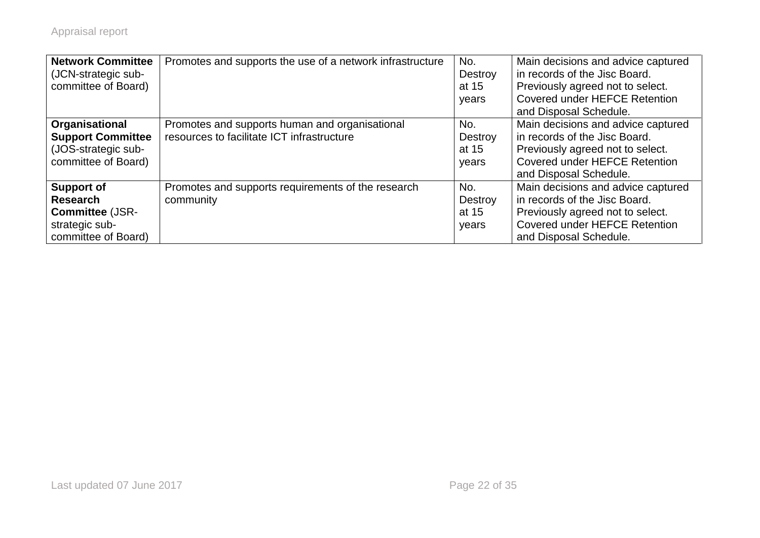| | | | |
|---|---|---|---|
| **Network Committee** (JCN-strategic sub-committee of Board) | Promotes and supports the use of a network infrastructure | No. Destroy at 15 years | Main decisions and advice captured in records of the Jisc Board. Previously agreed not to select. Covered under HEFCE Retention and Disposal Schedule. |
| **Organisational Support Committee** (JOS-strategic sub-committee of Board) | Promotes and supports human and organisational resources to facilitate ICT infrastructure | No. Destroy at 15 years | Main decisions and advice captured in records of the Jisc Board. Previously agreed not to select. Covered under HEFCE Retention and Disposal Schedule. |
| **Support of Research Committee** (JSR-strategic sub-committee of Board) | Promotes and supports requirements of the research community | No. Destroy at 15 years | Main decisions and advice captured in records of the Jisc Board. Previously agreed not to select. Covered under HEFCE Retention and Disposal Schedule. |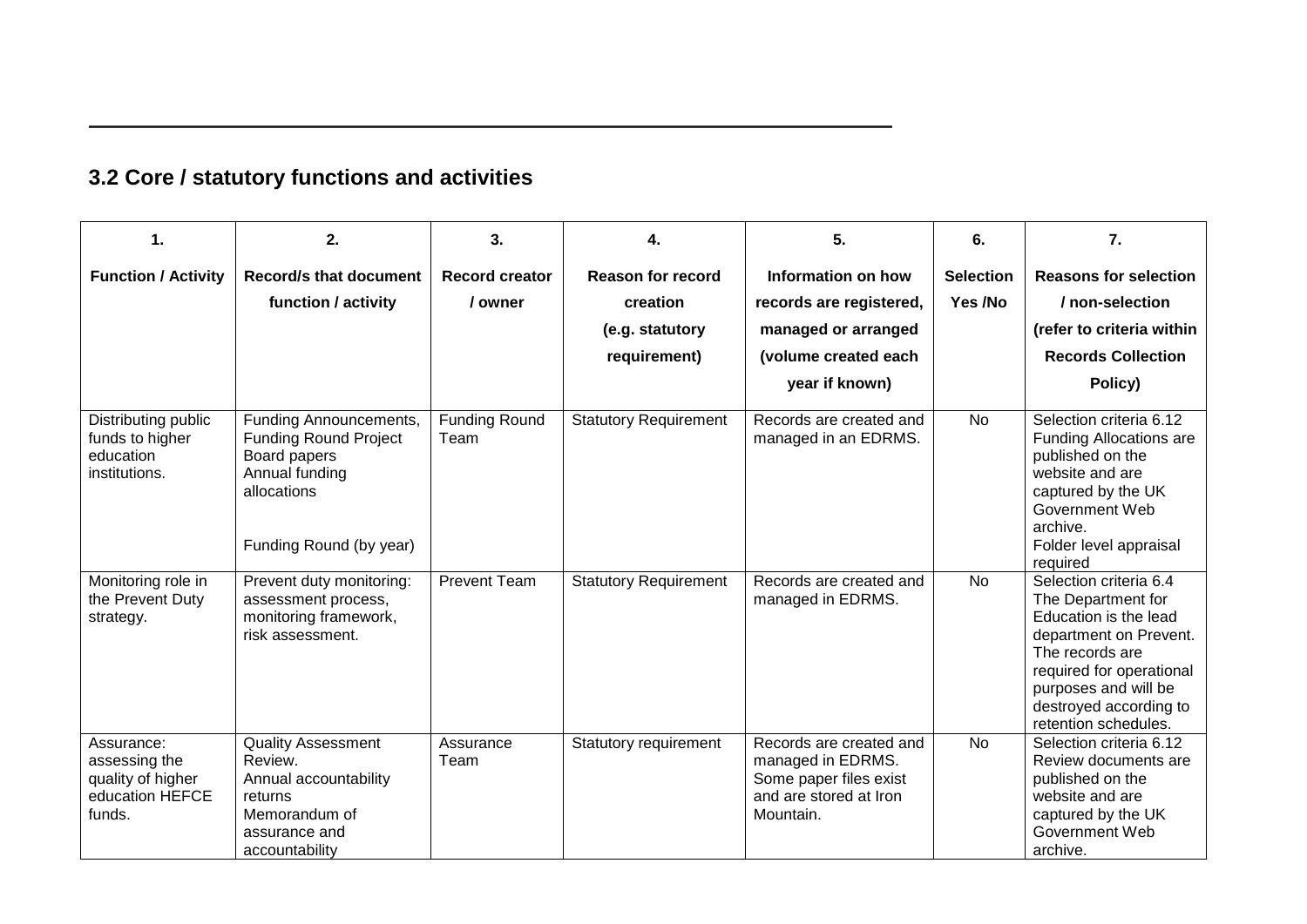## 3.2 Core / statutory functions and activities

| 1. Function / Activity | 2. Record/s that document function / activity | 3. Record creator / owner | 4. Reason for record creation (e.g. statutory requirement) | 5. Information on how records are registered, managed or arranged (volume created each year if known) | 6. Selection Yes /No | 7. Reasons for selection / non-selection (refer to criteria within Records Collection Policy) |
|---|---|---|---|---|---|---|
| Distributing public funds to higher education institutions. | Funding Announcements, Funding Round Project Board papers Annual funding allocations<br><br>Funding Round (by year) | Funding Round Team | Statutory Requirement | Records are created and managed in an EDRMS. | No | Selection criteria 6.12 Funding Allocations are published on the website and are captured by the UK Government Web archive.<br>Folder level appraisal required |
| Monitoring role in the Prevent Duty strategy. | Prevent duty monitoring: assessment process, monitoring framework, risk assessment. | Prevent Team | Statutory Requirement | Records are created and managed in EDRMS. | No | Selection criteria 6.4 The Department for Education is the lead department on Prevent. The records are required for operational purposes and will be destroyed according to retention schedules. |
| Assurance: assessing the quality of higher education HEFCE funds. | Quality Assessment Review.<br>Annual accountability returns<br>Memorandum of assurance and accountability | Assurance Team | Statutory requirement | Records are created and managed in EDRMS. Some paper files exist and are stored at Iron Mountain. | No | Selection criteria 6.12 Review documents are published on the website and are captured by the UK Government Web archive. |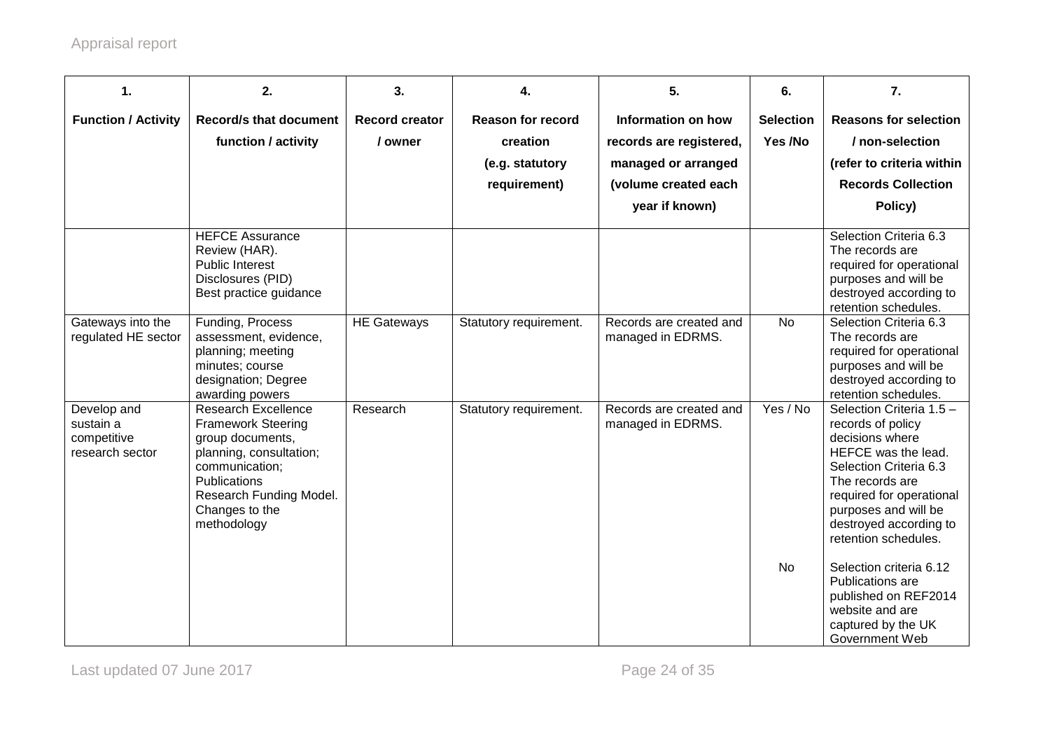| 1. Function / Activity | 2. Record/s that document function / activity | 3. Record creator / owner | 4. Reason for record creation (e.g. statutory requirement) | 5. Information on how records are registered, managed or arranged (volume created each year if known) | 6. Selection Yes /No | 7. Reasons for selection / non-selection (refer to criteria within Records Collection Policy) |
|---|---|---|---|---|---|---|
| | HEFCE Assurance Review (HAR). Public Interest Disclosures (PID) Best practice guidance | | | | | Selection Criteria 6.3 The records are required for operational purposes and will be destroyed according to retention schedules. |
| Gateways into the regulated HE sector | Funding, Process assessment, evidence, planning; meeting minutes; course designation; Degree awarding powers | HE Gateways | Statutory requirement. | Records are created and managed in EDRMS. | No | Selection Criteria 6.3 The records are required for operational purposes and will be destroyed according to retention schedules. |
| Develop and sustain a competitive research sector | Research Excellence Framework Steering group documents, planning, consultation; communication; Publications Research Funding Model. Changes to the methodology | Research | Statutory requirement. | Records are created and managed in EDRMS. | Yes / No | Selection Criteria 1.5 – records of policy decisions where HEFCE was the lead. Selection Criteria 6.3 The records are required for operational purposes and will be destroyed according to retention schedules. |
| | | | | | No | Selection criteria 6.12 Publications are published on REF2014 website and are captured by the UK Government Web |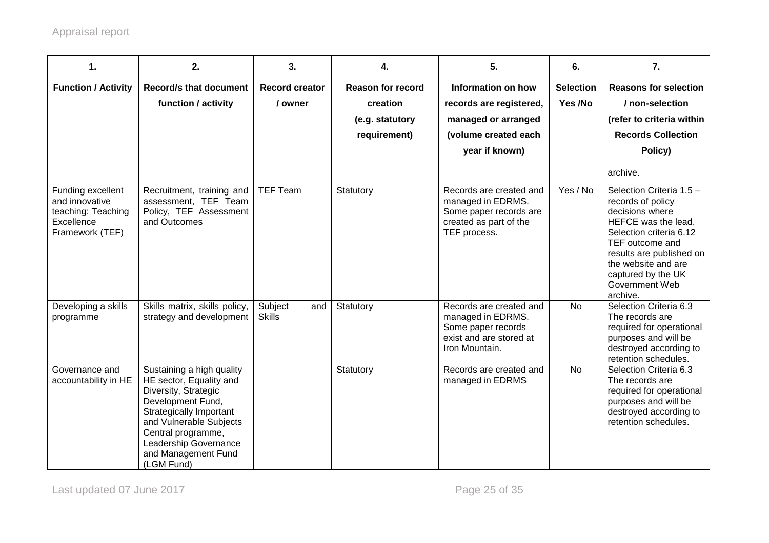| 1. Function / Activity | 2. Record/s that document function / activity | 3. Record creator / owner | 4. Reason for record creation (e.g. statutory requirement) | 5. Information on how records are registered, managed or arranged (volume created each year if known) | 6. Selection Yes /No | 7. Reasons for selection / non-selection (refer to criteria within Records Collection Policy) |
|---|---|---|---|---|---|---|
| | | | | | | archive. |
| Funding excellent and innovative teaching: Teaching Excellence Framework (TEF) | Recruitment, training and assessment, TEF Team Policy, TEF Assessment and Outcomes | TEF Team | Statutory | Records are created and managed in EDRMS. Some paper records are created as part of the TEF process. | Yes / No | Selection Criteria 1.5 – records of policy decisions where HEFCE was the lead. Selection criteria 6.12 TEF outcome and results are published on the website and are captured by the UK Government Web archive. |
| Developing a skills programme | Skills matrix, skills policy, strategy and development | Subject and Skills | Statutory | Records are created and managed in EDRMS. Some paper records exist and are stored at Iron Mountain. | No | Selection Criteria 6.3 The records are required for operational purposes and will be destroyed according to retention schedules. |
| Governance and accountability in HE | Sustaining a high quality HE sector, Equality and Diversity, Strategic Development Fund, Strategically Important and Vulnerable Subjects Central programme, Leadership Governance and Management Fund (LGM Fund) | | Statutory | Records are created and managed in EDRMS | No | Selection Criteria 6.3 The records are required for operational purposes and will be destroyed according to retention schedules. |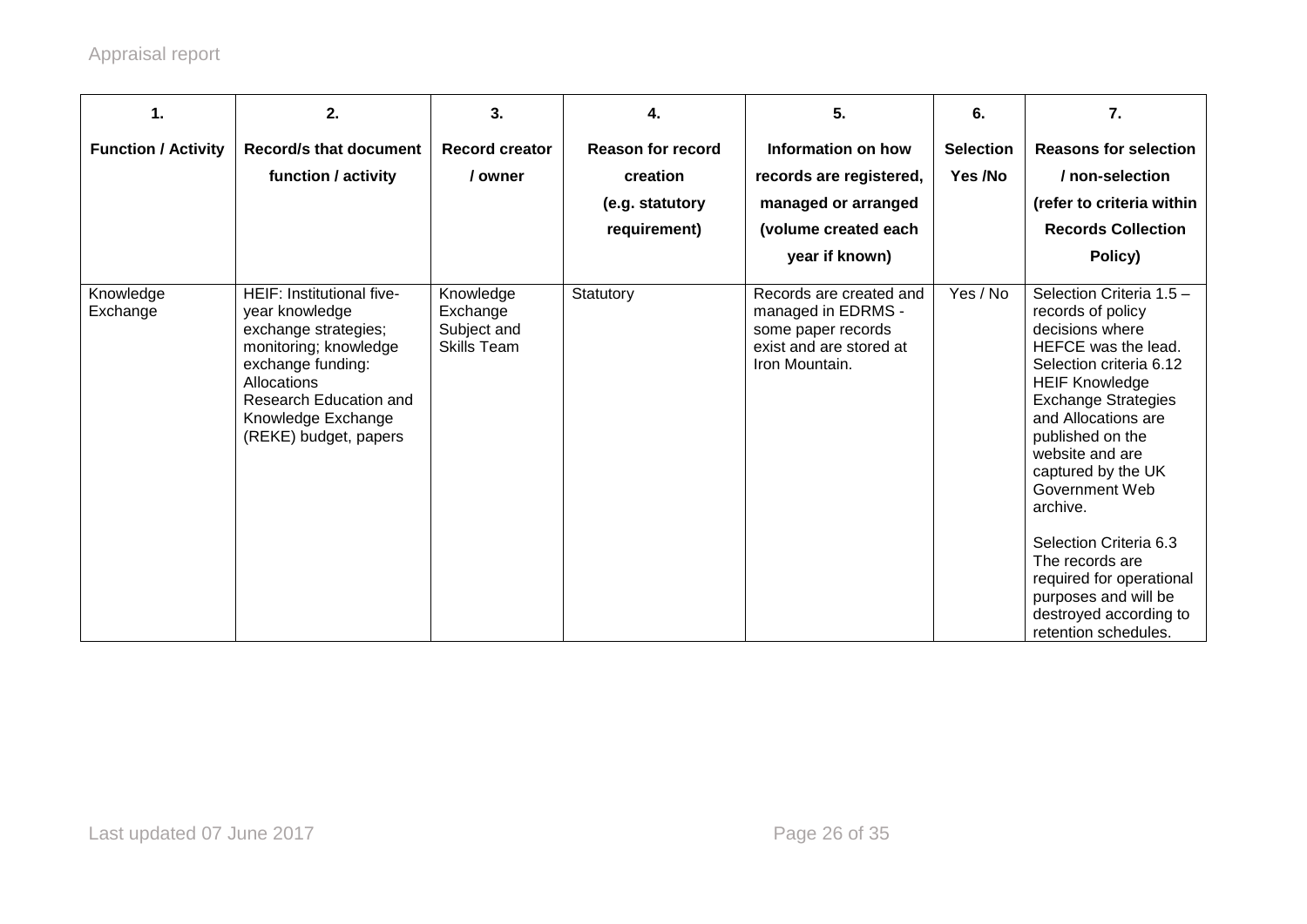| 1. Function / Activity | 2. Record/s that document function / activity | 3. Record creator / owner | 4. Reason for record creation (e.g. statutory requirement) | 5. Information on how records are registered, managed or arranged (volume created each year if known) | 6. Selection Yes /No | 7. Reasons for selection / non-selection (refer to criteria within Records Collection Policy) |
|---|---|---|---|---|---|---|
| Knowledge Exchange | HEIF: Institutional five-year knowledge exchange strategies; monitoring; knowledge exchange funding: Allocations Research Education and Knowledge Exchange (REKE) budget, papers | Knowledge Exchange Subject and Skills Team | Statutory | Records are created and managed in EDRMS - some paper records exist and are stored at Iron Mountain. | Yes / No | Selection Criteria 1.5 – records of policy decisions where HEFCE was the lead. Selection criteria 6.12 HEIF Knowledge Exchange Strategies and Allocations are published on the website and are captured by the UK Government Web archive.<br><br>Selection Criteria 6.3 The records are required for operational purposes and will be destroyed according to retention schedules. |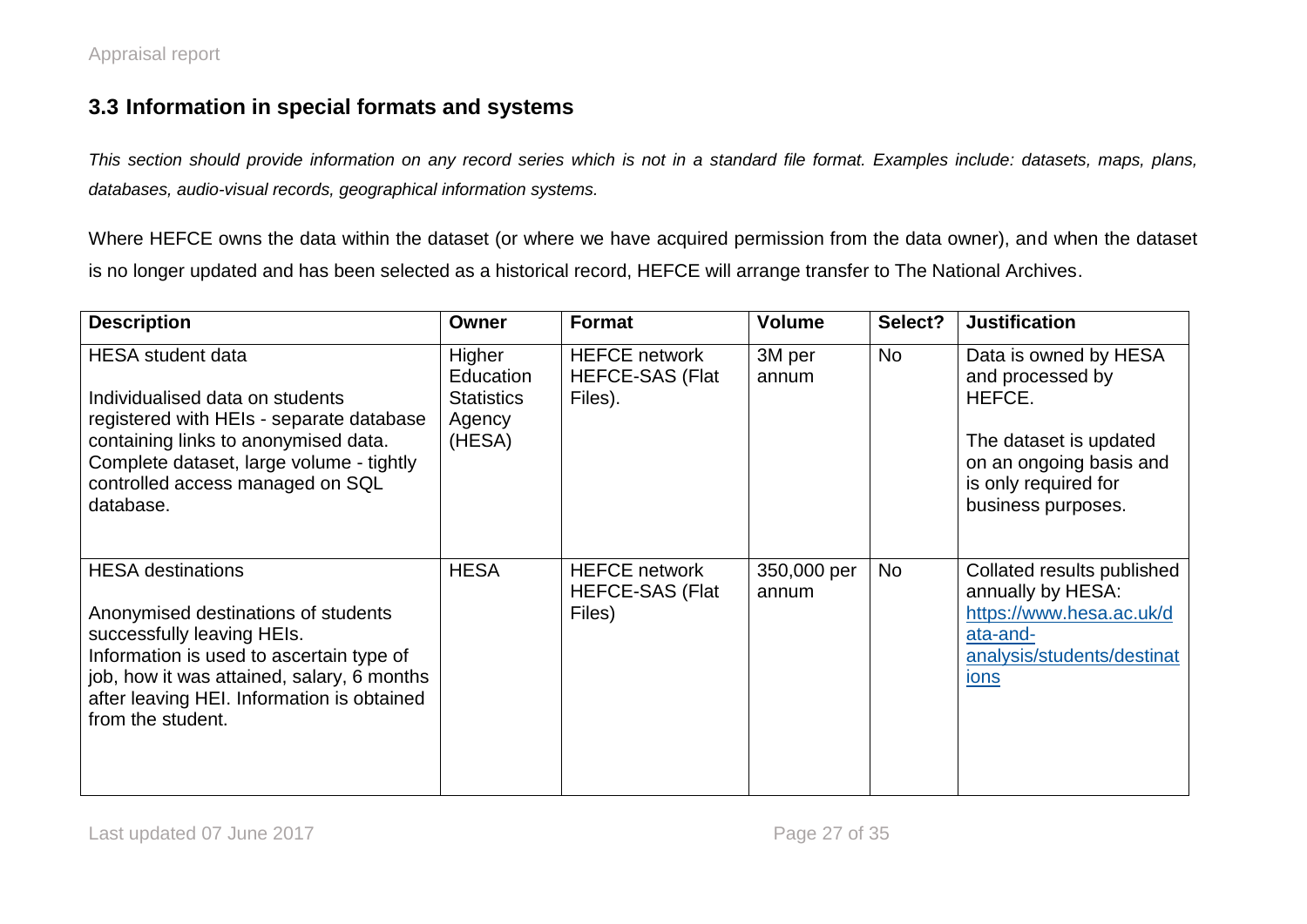### 3.3 Information in special formats and systems

*This section should provide information on any record series which is not in a standard file format. Examples include: datasets, maps, plans, databases, audio-visual records, geographical information systems.*

Where HEFCE owns the data within the dataset (or where we have acquired permission from the data owner), and when the dataset is no longer updated and has been selected as a historical record, HEFCE will arrange transfer to The National Archives.

| Description | Owner | Format | Volume | Select? | Justification |
|---|---|---|---|---|---|
| HESA student data<br><br>Individualised data on students registered with HEIs - separate database containing links to anonymised data. Complete dataset, large volume - tightly controlled access managed on SQL database. | Higher Education Statistics Agency (HESA) | HEFCE network HEFCE-SAS (Flat Files). | 3M per annum | No | Data is owned by HESA and processed by HEFCE.<br><br>The dataset is updated on an ongoing basis and is only required for business purposes. |
| HESA destinations<br><br>Anonymised destinations of students successfully leaving HEIs.<br>Information is used to ascertain type of job, how it was attained, salary, 6 months after leaving HEI. Information is obtained from the student. | HESA | HEFCE network HEFCE-SAS (Flat Files) | 350,000 per annum | No | Collated results published annually by HESA: https://www.hesa.ac.uk/data-and-analysis/students/destinations |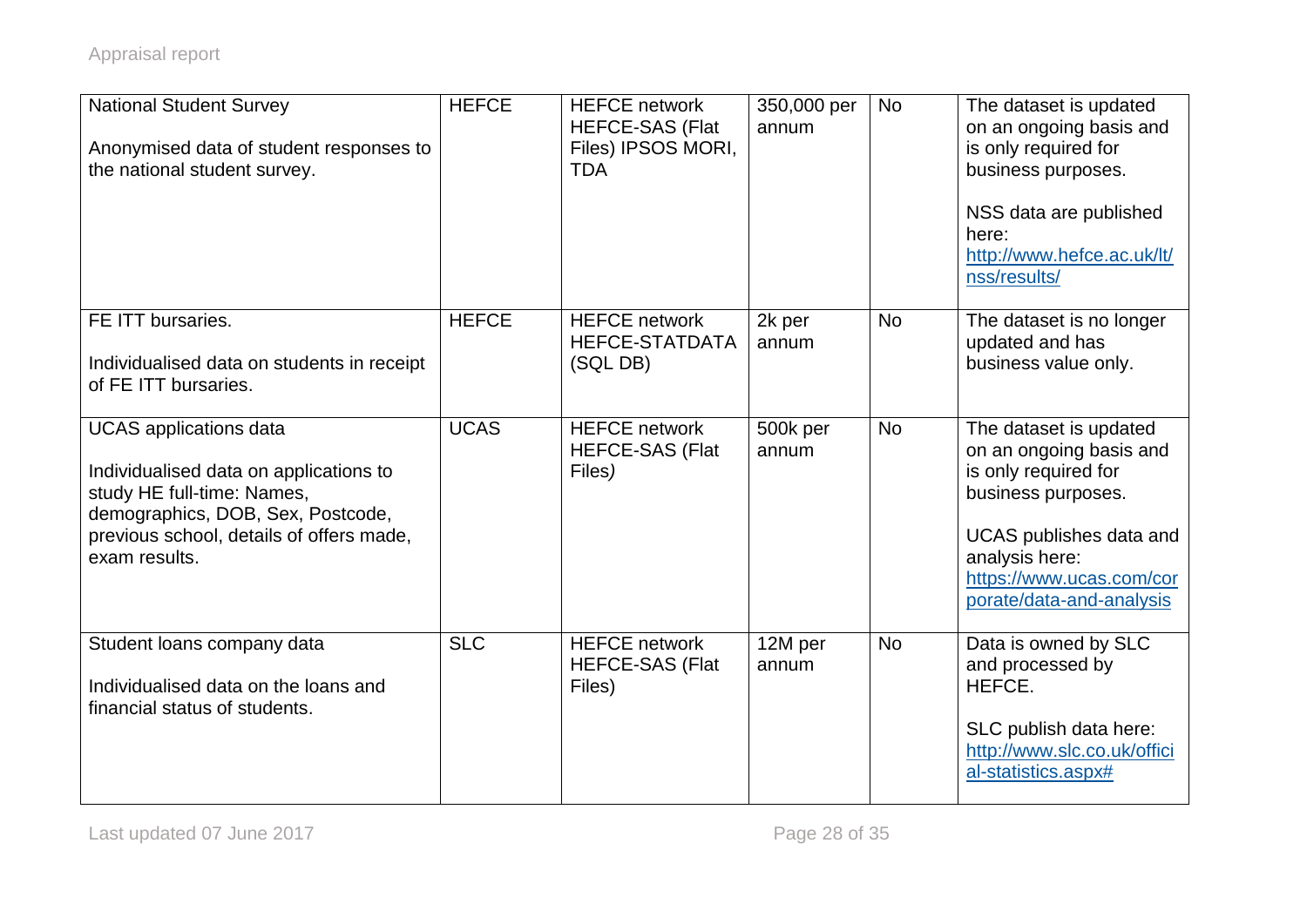| National Student Survey<br><br>Anonymised data of student responses to the national student survey. | HEFCE | HEFCE network HEFCE-SAS (Flat Files) IPSOS MORI, TDA | 350,000 per annum | No | The dataset is updated on an ongoing basis and is only required for business purposes.<br><br>NSS data are published here: http://www.hefce.ac.uk/lt/nss/results/ |
|---|---|---|---|---|---|
| FE ITT bursaries.<br><br>Individualised data on students in receipt of FE ITT bursaries. | HEFCE | HEFCE network HEFCE-STATDATA (SQL DB) | 2k per annum | No | The dataset is no longer updated and has business value only. |
| UCAS applications data<br><br>Individualised data on applications to study HE full-time: Names, demographics, DOB, Sex, Postcode, previous school, details of offers made, exam results. | UCAS | HEFCE network HEFCE-SAS (Flat Files) | 500k per annum | No | The dataset is updated on an ongoing basis and is only required for business purposes.<br><br>UCAS publishes data and analysis here: https://www.ucas.com/corporate/data-and-analysis |
| Student loans company data<br><br>Individualised data on the loans and financial status of students. | SLC | HEFCE network HEFCE-SAS (Flat Files) | 12M per annum | No | Data is owned by SLC and processed by HEFCE.<br><br>SLC publish data here: http://www.slc.co.uk/official-statistics.aspx# |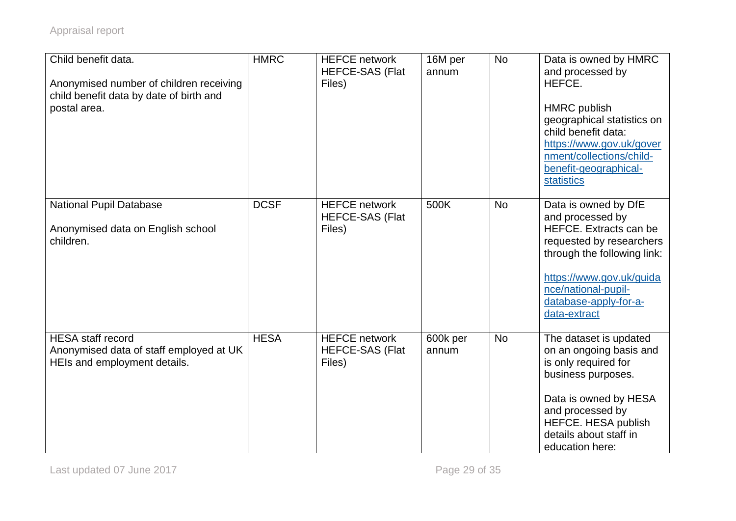| | | | | | |
|---|---|---|---|---|---|
| Child benefit data.<br><br>Anonymised number of children receiving child benefit data by date of birth and postal area. | HMRC | HEFCE network HEFCE-SAS (Flat Files) | 16M per annum | No | Data is owned by HMRC and processed by HEFCE.<br><br>HMRC publish geographical statistics on child benefit data: https://www.gov.uk/government/collections/child-benefit-geographical-statistics |
| National Pupil Database<br><br>Anonymised data on English school children. | DCSF | HEFCE network HEFCE-SAS (Flat Files) | 500K | No | Data is owned by DfE and processed by HEFCE. Extracts can be requested by researchers through the following link:<br><br>https://www.gov.uk/guidance/national-pupil-database-apply-for-a-data-extract |
| HESA staff record<br>Anonymised data of staff employed at UK HEIs and employment details. | HESA | HEFCE network HEFCE-SAS (Flat Files) | 600k per annum | No | The dataset is updated on an ongoing basis and is only required for business purposes.<br><br>Data is owned by HESA and processed by HEFCE. HESA publish details about staff in education here: |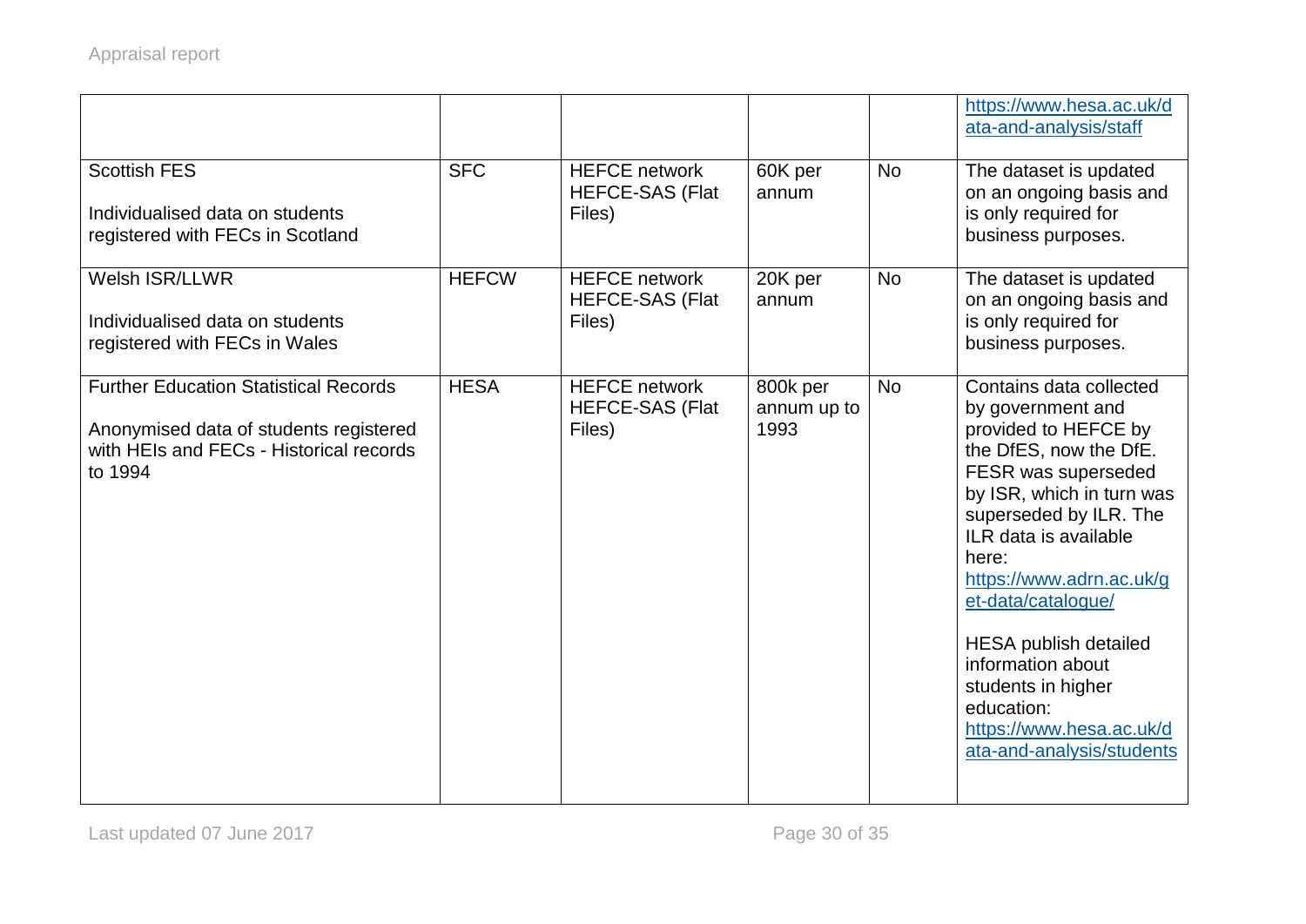| | | | | | |
|---|---|---|---|---|---|
| | | | | | https://www.hesa.ac.uk/data-and-analysis/staff |
| Scottish FES<br><br>Individualised data on students registered with FECs in Scotland | SFC | HEFCE network HEFCE-SAS (Flat Files) | 60K per annum | No | The dataset is updated on an ongoing basis and is only required for business purposes. |
| Welsh ISR/LLWR<br><br>Individualised data on students registered with FECs in Wales | HEFCW | HEFCE network HEFCE-SAS (Flat Files) | 20K per annum | No | The dataset is updated on an ongoing basis and is only required for business purposes. |
| Further Education Statistical Records<br><br>Anonymised data of students registered with HEIs and FECs - Historical records to 1994 | HESA | HEFCE network HEFCE-SAS (Flat Files) | 800k per annum up to 1993 | No | Contains data collected by government and provided to HEFCE by the DfES, now the DfE. FESR was superseded by ISR, which in turn was superseded by ILR. The ILR data is available here: https://www.adrn.ac.uk/get-data/catalogue/<br><br>HESA publish detailed information about students in higher education: https://www.hesa.ac.uk/data-and-analysis/students |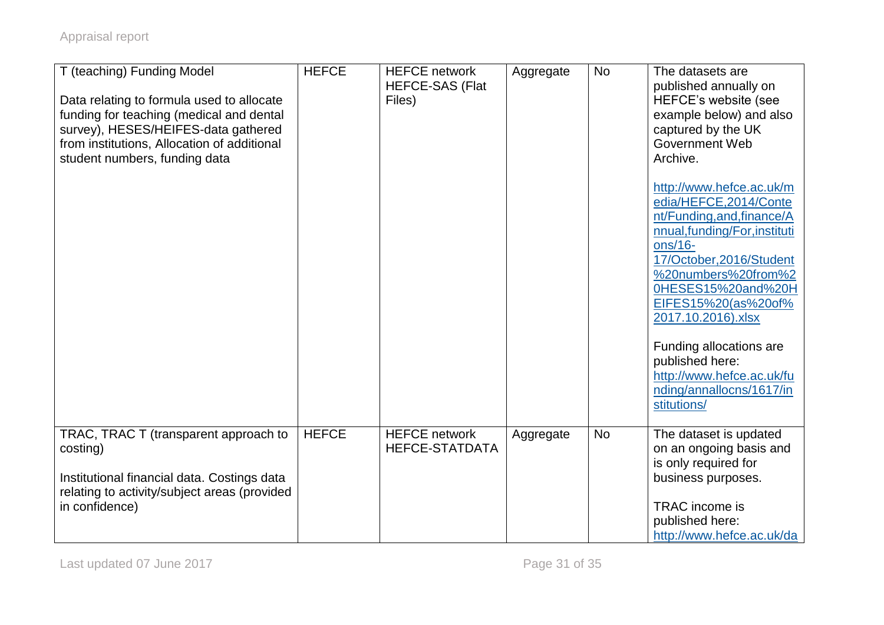| | | | | | |
|---|---|---|---|---|---|
| T (teaching) Funding Model<br><br>Data relating to formula used to allocate funding for teaching (medical and dental survey), HESES/HEIFES-data gathered from institutions, Allocation of additional student numbers, funding data | HEFCE | HEFCE network HEFCE-SAS (Flat Files) | Aggregate | No | The datasets are published annually on HEFCE's website (see example below) and also captured by the UK Government Web Archive.<br><br>http://www.hefce.ac.uk/media/HEFCE,2014/Content/Funding,and,finance/Annual,funding/For,institutions/16-17/October,2016/Student%20numbers%20from%20HESES15%20and%20HEIFES15%20(as%20of%2017.10.2016).xlsx<br><br>Funding allocations are published here: http://www.hefce.ac.uk/funding/annallocns/1617/institutions/ |
| TRAC, TRAC T (transparent approach to costing)<br><br>Institutional financial data. Costings data relating to activity/subject areas (provided in confidence) | HEFCE | HEFCE network HEFCE-STATDATA | Aggregate | No | The dataset is updated on an ongoing basis and is only required for business purposes.<br><br>TRAC income is published here: http://www.hefce.ac.uk/da |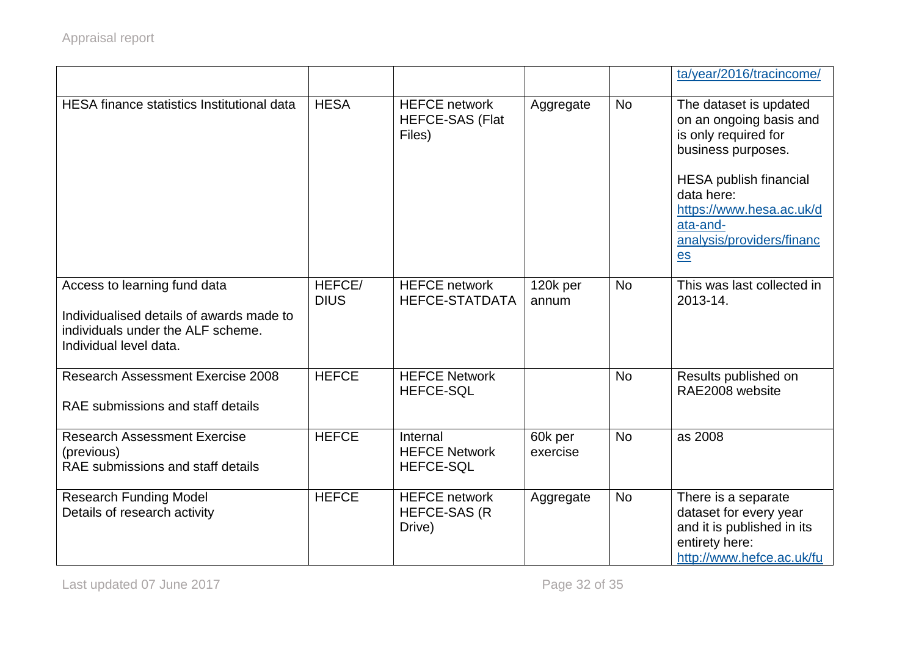| | | | | | |
|---|---|---|---|---|---|
| | | | | | ta/year/2016/tracincome/ |
| HESA finance statistics Institutional data | HESA | HEFCE network HEFCE-SAS (Flat Files) | Aggregate | No | The dataset is updated on an ongoing basis and is only required for business purposes.<br><br>HESA publish financial data here: https://www.hesa.ac.uk/data-and-analysis/providers/finances |
| Access to learning fund data<br><br>Individualised details of awards made to individuals under the ALF scheme. Individual level data. | HEFCE/ DIUS | HEFCE network HEFCE-STATDATA | 120k per annum | No | This was last collected in 2013-14. |
| Research Assessment Exercise 2008<br><br>RAE submissions and staff details | HEFCE | HEFCE Network HEFCE-SQL | | No | Results published on RAE2008 website |
| Research Assessment Exercise (previous)<br>RAE submissions and staff details | HEFCE | Internal<br>HEFCE Network HEFCE-SQL | 60k per exercise | No | as 2008 |
| Research Funding Model<br>Details of research activity | HEFCE | HEFCE network HEFCE-SAS (R Drive) | Aggregate | No | There is a separate dataset for every year and it is published in its entirety here: http://www.hefce.ac.uk/fu |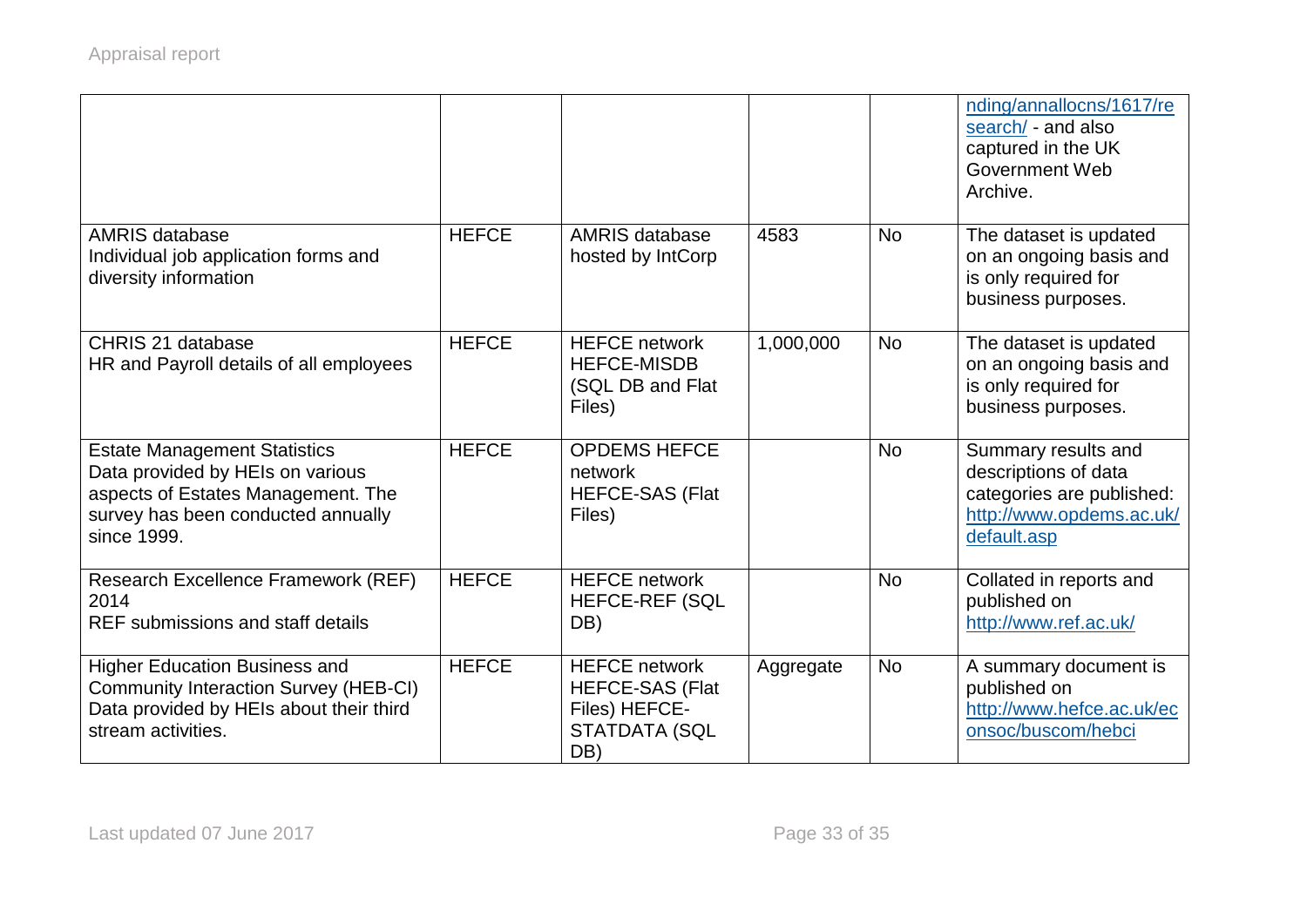| | | | | | |
|---|---|---|---|---|---|
| | | | | | nding/annallocns/1617/research/ - and also captured in the UK Government Web Archive. |
| AMRIS database<br>Individual job application forms and diversity information | HEFCE | AMRIS database hosted by IntCorp | 4583 | No | The dataset is updated on an ongoing basis and is only required for business purposes. |
| CHRIS 21 database<br>HR and Payroll details of all employees | HEFCE | HEFCE network HEFCE-MISDB (SQL DB and Flat Files) | 1,000,000 | No | The dataset is updated on an ongoing basis and is only required for business purposes. |
| Estate Management Statistics<br>Data provided by HEIs on various aspects of Estates Management. The survey has been conducted annually since 1999. | HEFCE | OPDEMS HEFCE network HEFCE-SAS (Flat Files) | | No | Summary results and descriptions of data categories are published: http://www.opdems.ac.uk/default.asp |
| Research Excellence Framework (REF) 2014<br>REF submissions and staff details | HEFCE | HEFCE network HEFCE-REF (SQL DB) | | No | Collated in reports and published on http://www.ref.ac.uk/ |
| Higher Education Business and Community Interaction Survey (HEB-CI)<br>Data provided by HEIs about their third stream activities. | HEFCE | HEFCE network HEFCE-SAS (Flat Files) HEFCE-STATDATA (SQL DB) | Aggregate | No | A summary document is published on http://www.hefce.ac.uk/econsoc/buscom/hebci |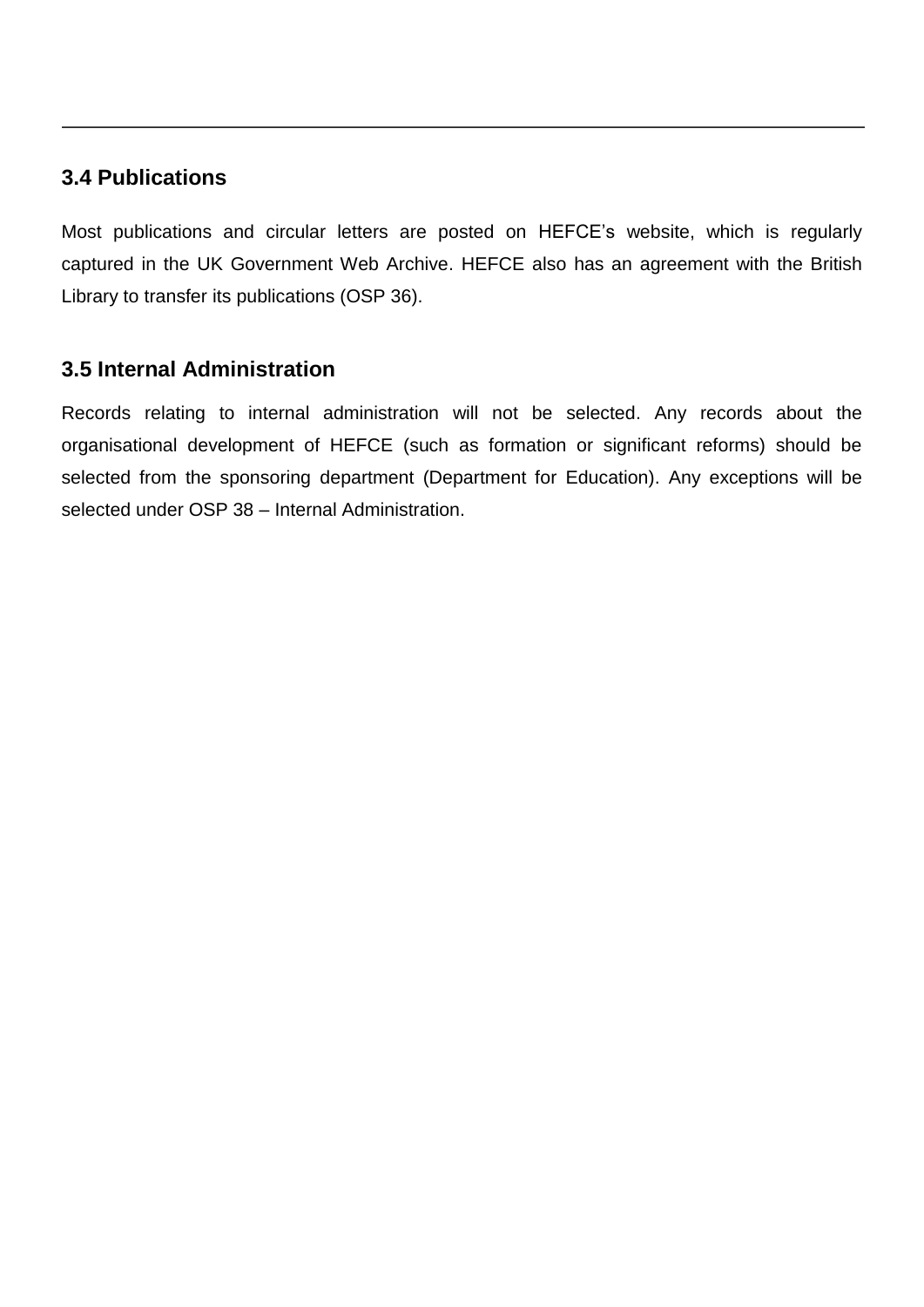## 3.4 Publications

Most publications and circular letters are posted on HEFCE's website, which is regularly captured in the UK Government Web Archive. HEFCE also has an agreement with the British Library to transfer its publications (OSP 36).

## 3.5 Internal Administration

Records relating to internal administration will not be selected. Any records about the organisational development of HEFCE (such as formation or significant reforms) should be selected from the sponsoring department (Department for Education). Any exceptions will be selected under OSP 38 – Internal Administration.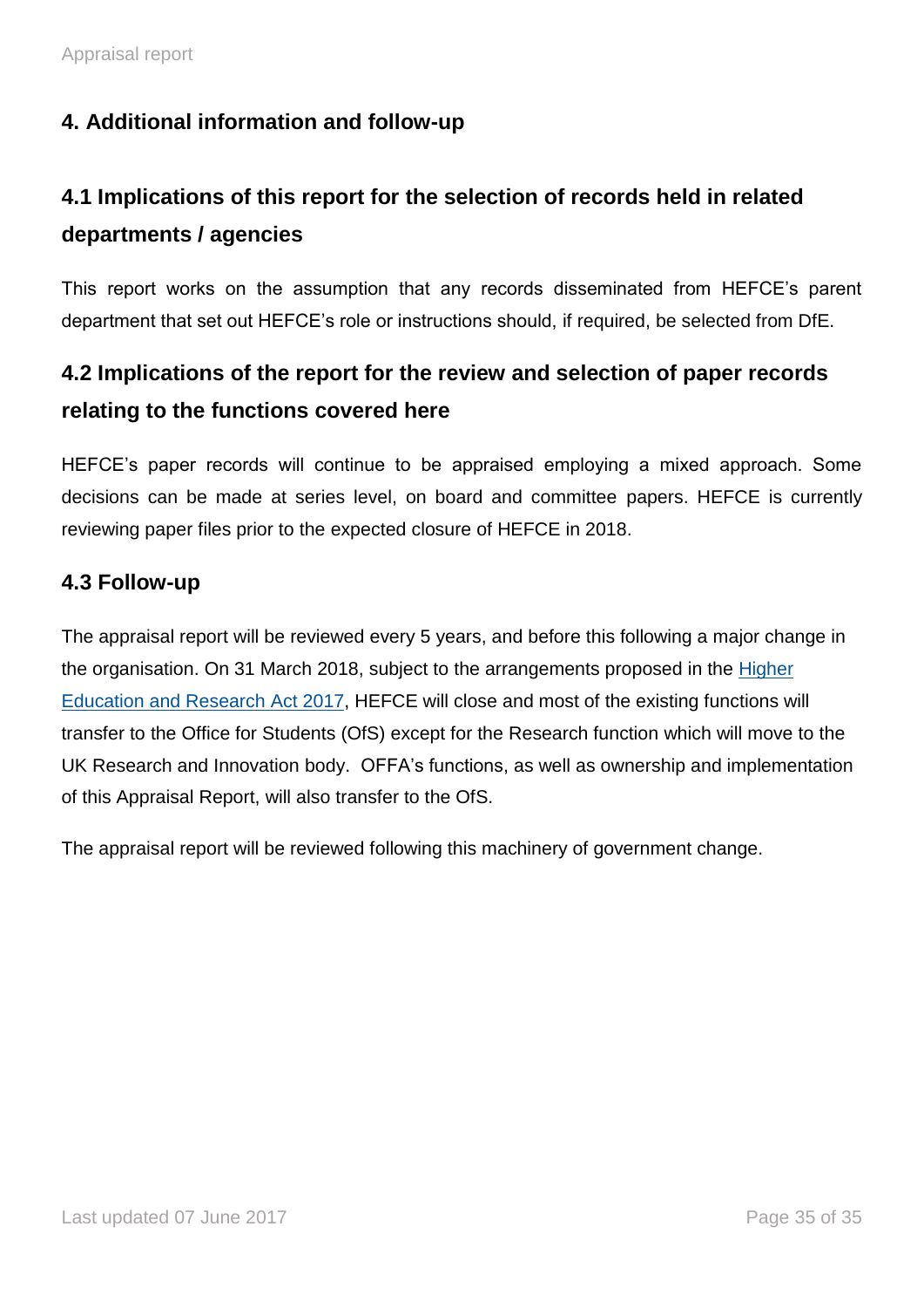## 4. Additional information and follow-up

### 4.1 Implications of this report for the selection of records held in related departments / agencies

This report works on the assumption that any records disseminated from HEFCE's parent department that set out HEFCE's role or instructions should, if required, be selected from DfE.

### 4.2 Implications of the report for the review and selection of paper records relating to the functions covered here

HEFCE's paper records will continue to be appraised employing a mixed approach. Some decisions can be made at series level, on board and committee papers. HEFCE is currently reviewing paper files prior to the expected closure of HEFCE in 2018.

### 4.3 Follow-up

The appraisal report will be reviewed every 5 years, and before this following a major change in the organisation. On 31 March 2018, subject to the arrangements proposed in the Higher Education and Research Act 2017, HEFCE will close and most of the existing functions will transfer to the Office for Students (OfS) except for the Research function which will move to the UK Research and Innovation body. OFFA's functions, as well as ownership and implementation of this Appraisal Report, will also transfer to the OfS.

The appraisal report will be reviewed following this machinery of government change.